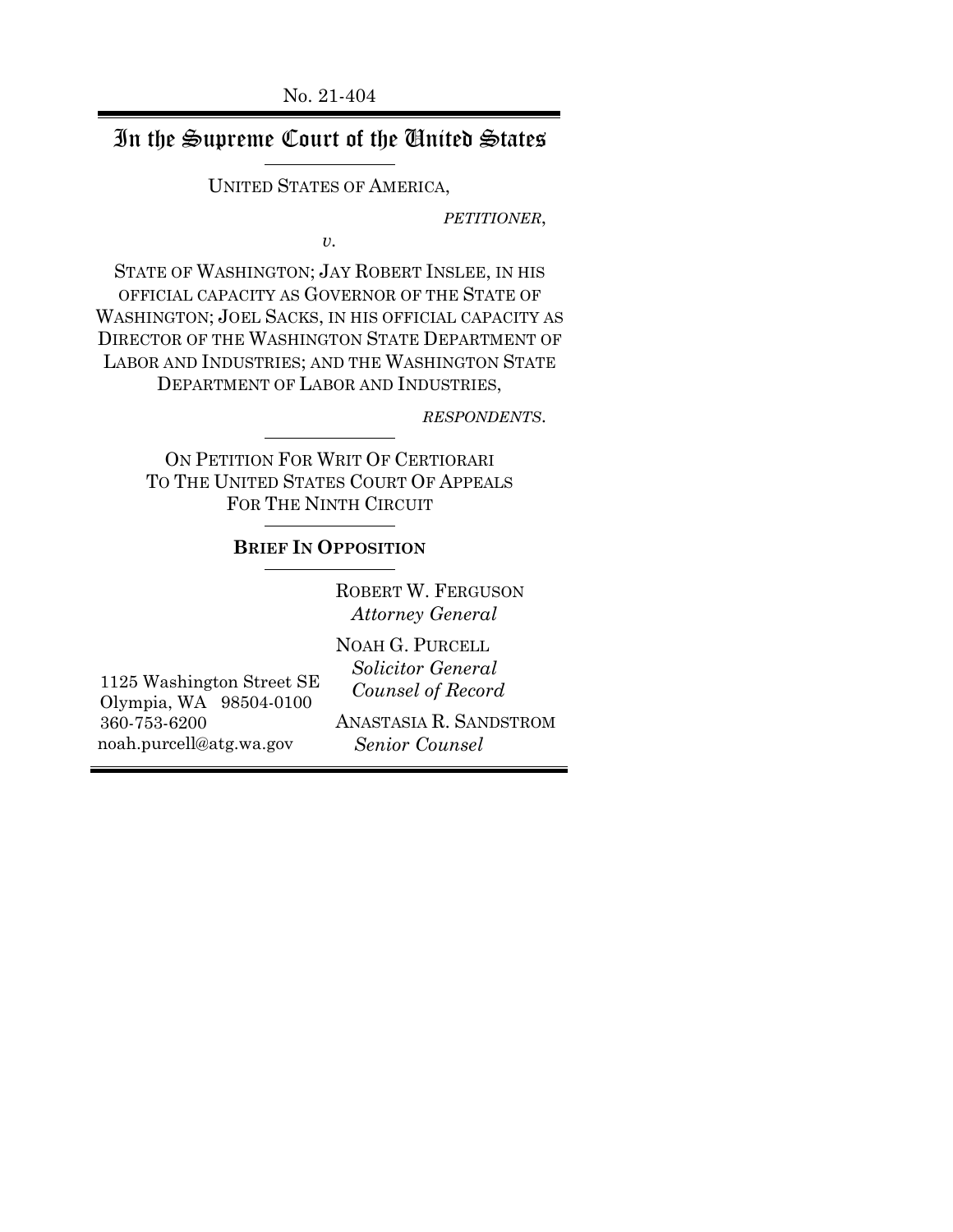No. 21-404

# In the Supreme Court of the United States

UNITED STATES OF AMERICA,

*PETITIONER*,

*v.*

STATE OF WASHINGTON; JAY ROBERT INSLEE, IN HIS OFFICIAL CAPACITY AS GOVERNOR OF THE STATE OF WASHINGTON; JOEL SACKS, IN HIS OFFICIAL CAPACITY AS DIRECTOR OF THE WASHINGTON STATE DEPARTMENT OF LABOR AND INDUSTRIES; AND THE WASHINGTON STATE DEPARTMENT OF LABOR AND INDUSTRIES,

*RESPONDENTS*.

ON PETITION FOR WRIT OF CERTIORARI TO THE UNITED STATES COURT OF APPEALS FOR THE NINTH CIRCUIT

**BRIEF IN OPPOSITION**

ROBERT W. FERGUSON
*Attorney General*

NOAH G. PURCELL
*Solicitor General*
*Counsel of Record*

ANASTASIA R. SANDSTROM
*Senior Counsel*

1125 Washington Street SE
Olympia, WA 98504-0100
360-753-6200
noah.purcell@atg.wa.gov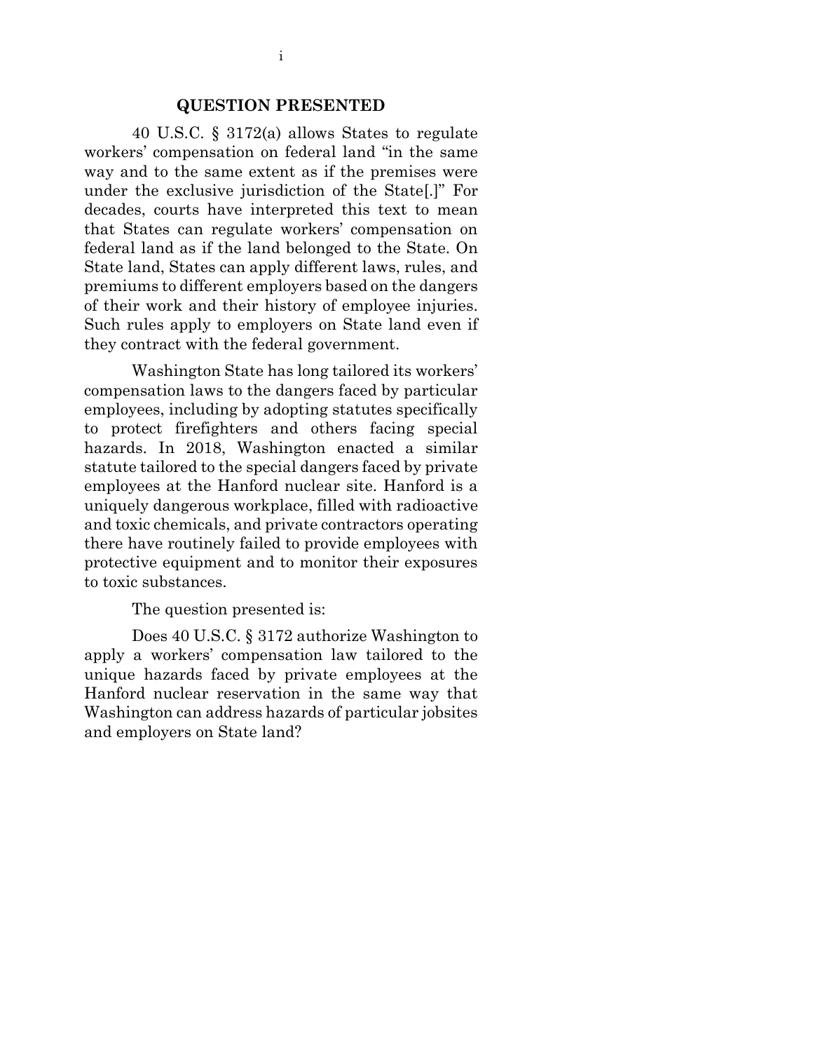## QUESTION PRESENTED

40 U.S.C. § 3172(a) allows States to regulate workers' compensation on federal land "in the same way and to the same extent as if the premises were under the exclusive jurisdiction of the State[.]" For decades, courts have interpreted this text to mean that States can regulate workers' compensation on federal land as if the land belonged to the State. On State land, States can apply different laws, rules, and premiums to different employers based on the dangers of their work and their history of employee injuries. Such rules apply to employers on State land even if they contract with the federal government.

Washington State has long tailored its workers' compensation laws to the dangers faced by particular employees, including by adopting statutes specifically to protect firefighters and others facing special hazards. In 2018, Washington enacted a similar statute tailored to the special dangers faced by private employees at the Hanford nuclear site. Hanford is a uniquely dangerous workplace, filled with radioactive and toxic chemicals, and private contractors operating there have routinely failed to provide employees with protective equipment and to monitor their exposures to toxic substances.

The question presented is:

Does 40 U.S.C. § 3172 authorize Washington to apply a workers' compensation law tailored to the unique hazards faced by private employees at the Hanford nuclear reservation in the same way that Washington can address hazards of particular jobsites and employers on State land?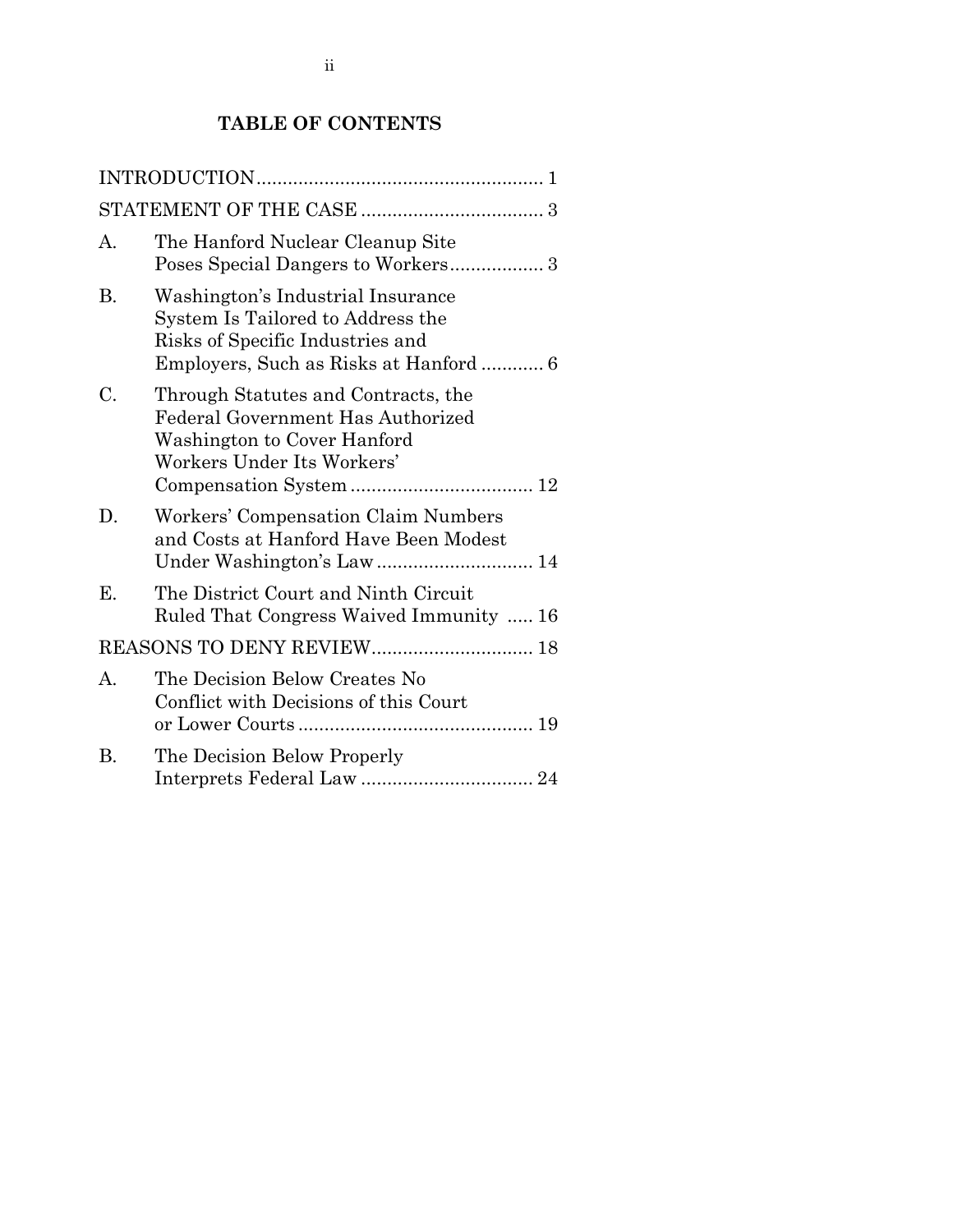## TABLE OF CONTENTS

INTRODUCTION....................................................... 1

STATEMENT OF THE CASE ................................... 3

A. The Hanford Nuclear Cleanup Site Poses Special Dangers to Workers.................. 3

B. Washington's Industrial Insurance System Is Tailored to Address the Risks of Specific Industries and Employers, Such as Risks at Hanford ............ 6

C. Through Statutes and Contracts, the Federal Government Has Authorized Washington to Cover Hanford Workers Under Its Workers' Compensation System ................................... 12

D. Workers' Compensation Claim Numbers and Costs at Hanford Have Been Modest Under Washington's Law .............................. 14

E. The District Court and Ninth Circuit Ruled That Congress Waived Immunity ..... 16

REASONS TO DENY REVIEW............................... 18

A. The Decision Below Creates No Conflict with Decisions of this Court or Lower Courts ............................................. 19

B. The Decision Below Properly Interprets Federal Law ................................. 24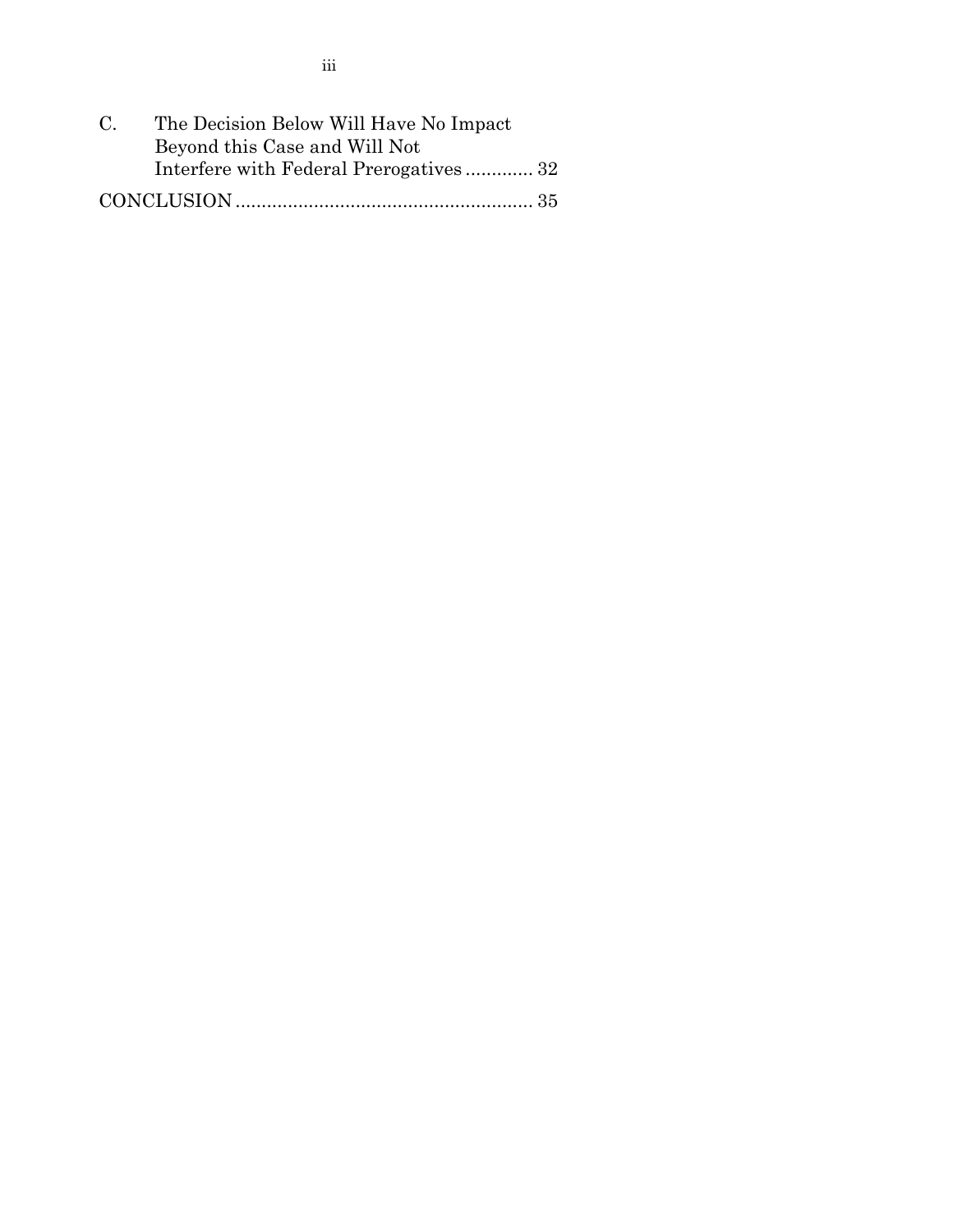C. The Decision Below Will Have No Impact Beyond this Case and Will Not Interfere with Federal Prerogatives ............ 32

CONCLUSION ........................................................ 35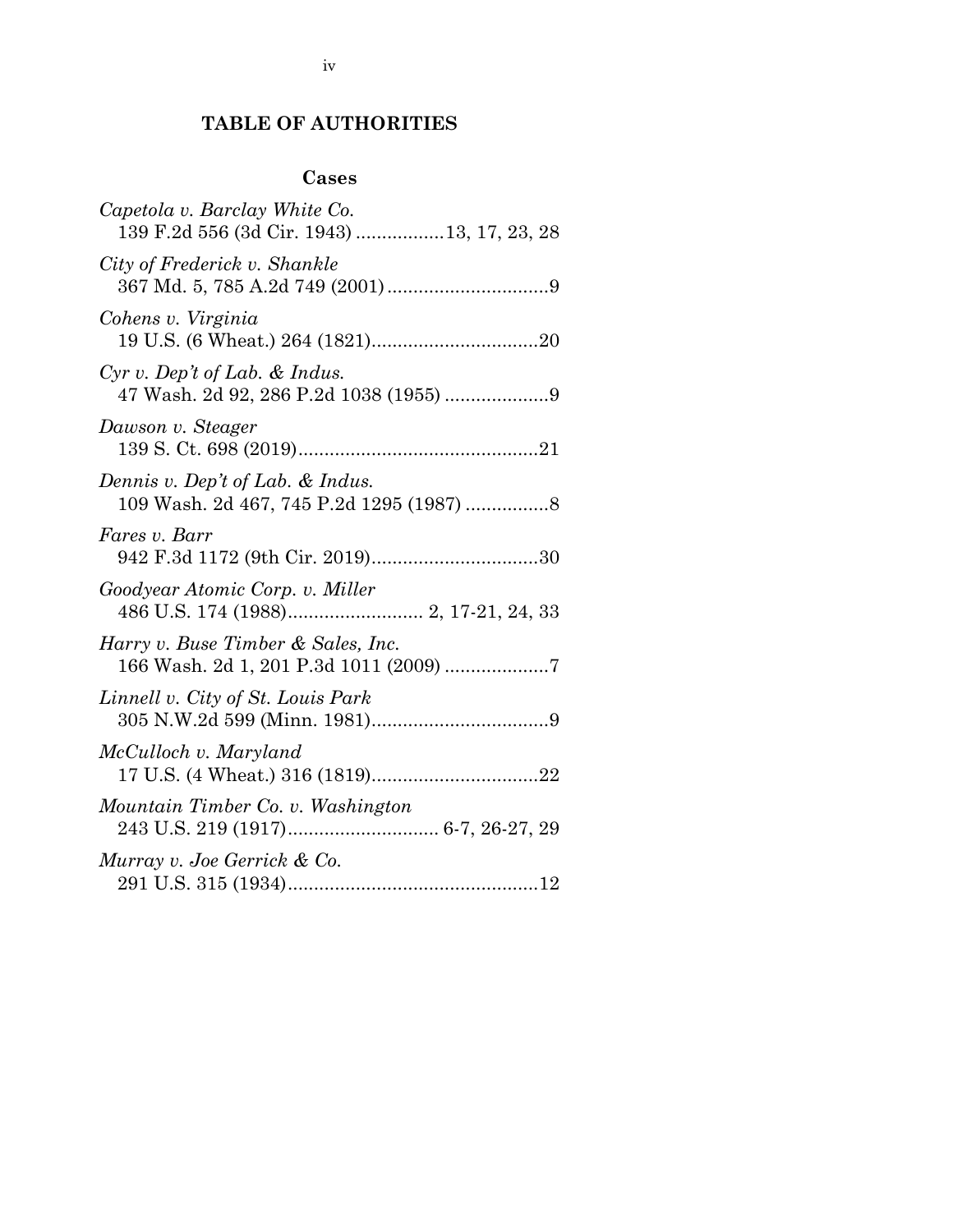# TABLE OF AUTHORITIES

## Cases

*Capetola v. Barclay White Co.*
139 F.2d 556 (3d Cir. 1943) .................13, 17, 23, 28

*City of Frederick v. Shankle*
367 Md. 5, 785 A.2d 749 (2001) ...............................9

*Cohens v. Virginia*
19 U.S. (6 Wheat.) 264 (1821)................................20

*Cyr v. Dep't of Lab. & Indus.*
47 Wash. 2d 92, 286 P.2d 1038 (1955) ....................9

*Dawson v. Steager*
139 S. Ct. 698 (2019)..............................................21

*Dennis v. Dep't of Lab. & Indus.*
109 Wash. 2d 467, 745 P.2d 1295 (1987) ................8

*Fares v. Barr*
942 F.3d 1172 (9th Cir. 2019)................................30

*Goodyear Atomic Corp. v. Miller*
486 U.S. 174 (1988).......................... 2, 17-21, 24, 33

*Harry v. Buse Timber & Sales, Inc.*
166 Wash. 2d 1, 201 P.3d 1011 (2009) ....................7

*Linnell v. City of St. Louis Park*
305 N.W.2d 599 (Minn. 1981)..................................9

*McCulloch v. Maryland*
17 U.S. (4 Wheat.) 316 (1819)................................22

*Mountain Timber Co. v. Washington*
243 U.S. 219 (1917)............................. 6-7, 26-27, 29

*Murray v. Joe Gerrick & Co.*
291 U.S. 315 (1934)................................................12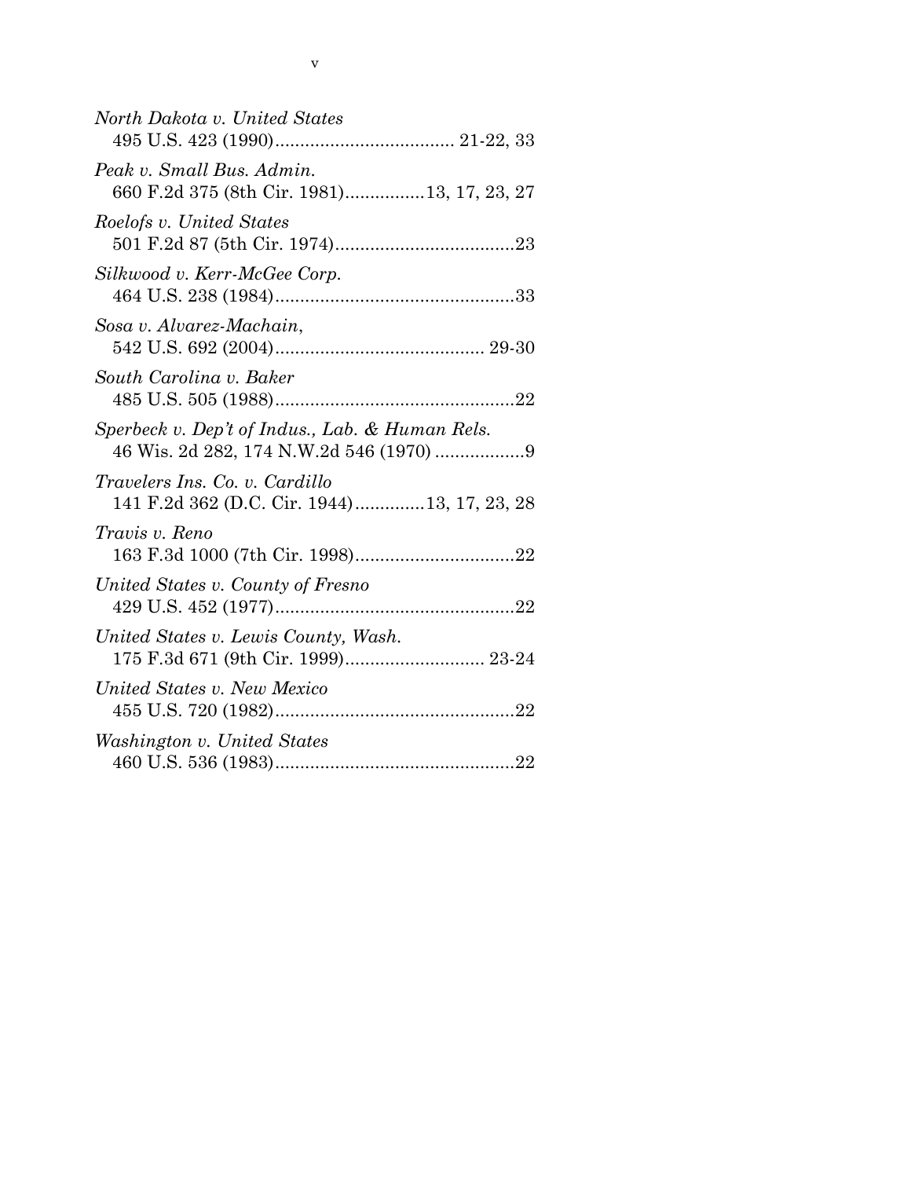*North Dakota v. United States*
495 U.S. 423 (1990).................................... 21-22, 33

*Peak v. Small Bus. Admin.*
660 F.2d 375 (8th Cir. 1981)................13, 17, 23, 27

*Roelofs v. United States*
501 F.2d 87 (5th Cir. 1974)....................................23

*Silkwood v. Kerr-McGee Corp.*
464 U.S. 238 (1984)................................................33

*Sosa v. Alvarez-Machain*,
542 U.S. 692 (2004).......................................... 29-30

*South Carolina v. Baker*
485 U.S. 505 (1988)................................................22

*Sperbeck v. Dep't of Indus., Lab. & Human Rels.*
46 Wis. 2d 282, 174 N.W.2d 546 (1970) ..................9

*Travelers Ins. Co. v. Cardillo*
141 F.2d 362 (D.C. Cir. 1944)..............13, 17, 23, 28

*Travis v. Reno*
163 F.3d 1000 (7th Cir. 1998)................................22

*United States v. County of Fresno*
429 U.S. 452 (1977)................................................22

*United States v. Lewis County, Wash.*
175 F.3d 671 (9th Cir. 1999)............................ 23-24

*United States v. New Mexico*
455 U.S. 720 (1982)................................................22

*Washington v. United States*
460 U.S. 536 (1983)................................................22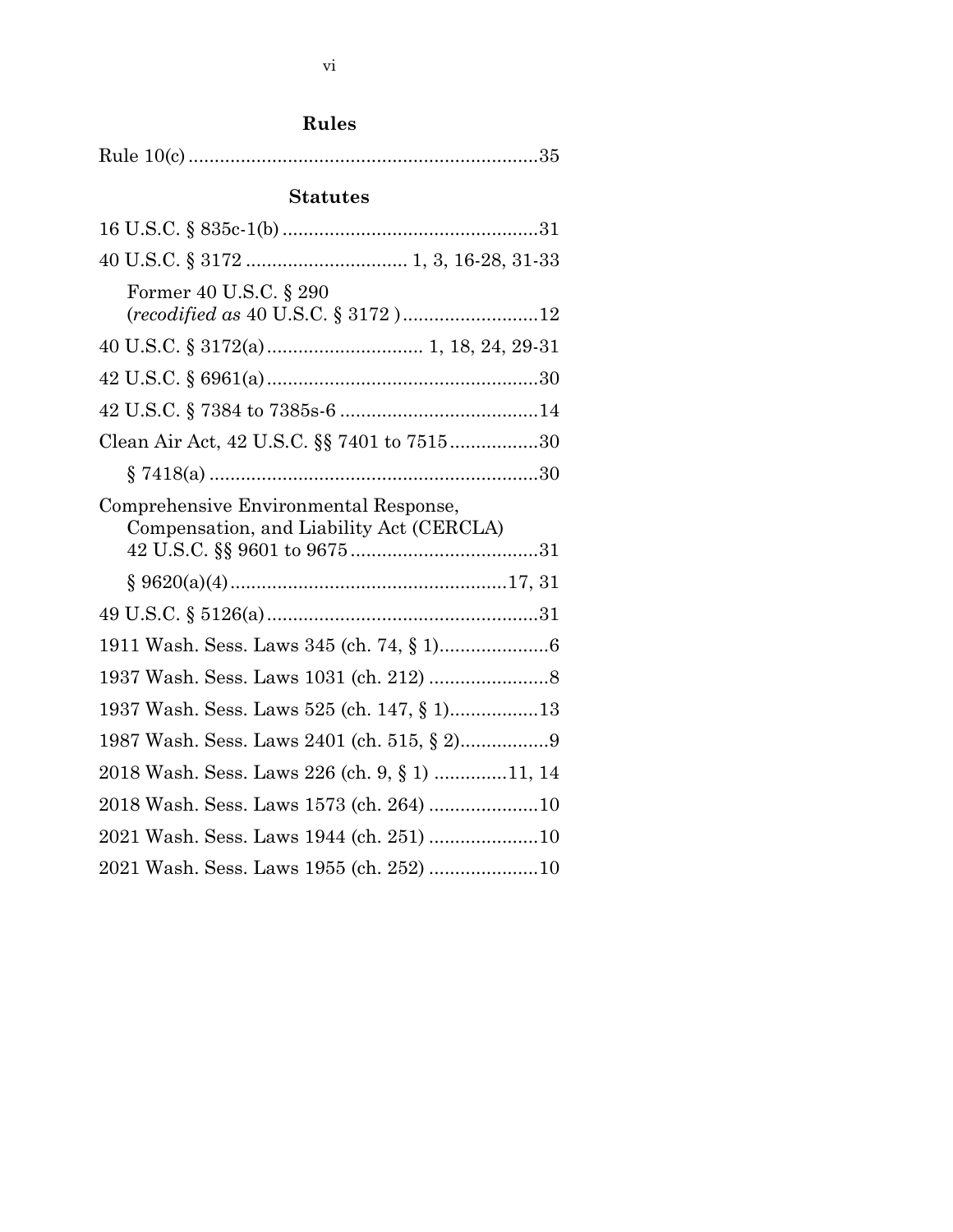## Rules

Rule 10(c) ....................................................................35

## Statutes

16 U.S.C. § 835c-1(b) ..................................................31

40 U.S.C. § 3172 ............................... 1, 3, 16-28, 31-33

  Former 40 U.S.C. § 290 (*recodified as* 40 U.S.C. § 3172 ) ..........................12

40 U.S.C. § 3172(a) .............................. 1, 18, 24, 29-31

42 U.S.C. § 6961(a) ....................................................30

42 U.S.C. § 7384 to 7385s-6 ......................................14

Clean Air Act, 42 U.S.C. §§ 7401 to 7515 .................30

  § 7418(a) ...............................................................30

Comprehensive Environmental Response, Compensation, and Liability Act (CERCLA) 42 U.S.C. §§ 9601 to 9675 ....................................31

  § 9620(a)(4) .....................................................17, 31

49 U.S.C. § 5126(a) ....................................................31

1911 Wash. Sess. Laws 345 (ch. 74, § 1) .....................6

1937 Wash. Sess. Laws 1031 (ch. 212) .......................8

1937 Wash. Sess. Laws 525 (ch. 147, § 1) .................13

1987 Wash. Sess. Laws 2401 (ch. 515, § 2) .................9

2018 Wash. Sess. Laws 226 (ch. 9, § 1) ..............11, 14

2018 Wash. Sess. Laws 1573 (ch. 264) .....................10

2021 Wash. Sess. Laws 1944 (ch. 251) .....................10

2021 Wash. Sess. Laws 1955 (ch. 252) .....................10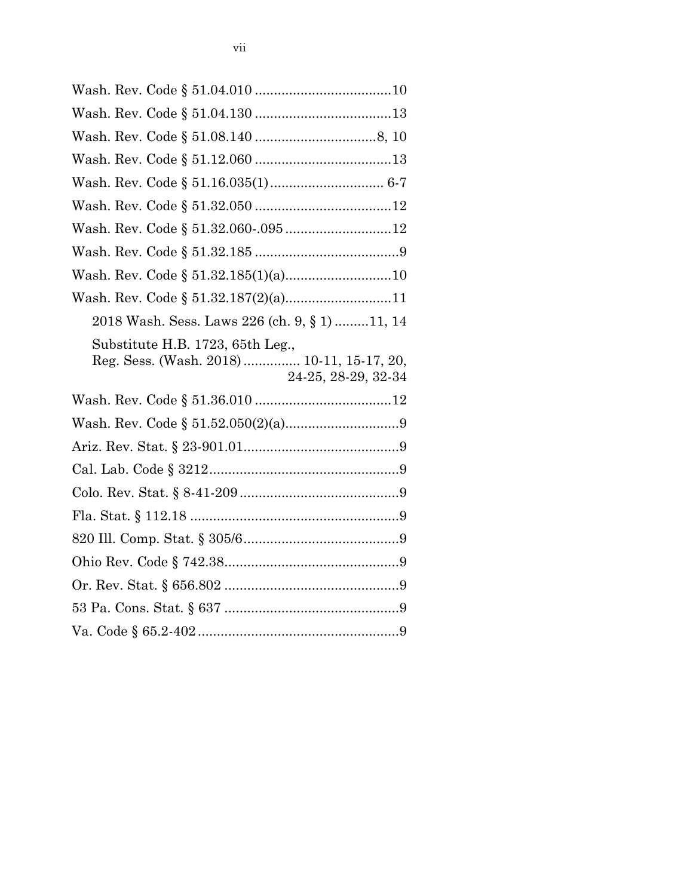Wash. Rev. Code § 51.04.010 ....................................10

Wash. Rev. Code § 51.04.130 ....................................13

Wash. Rev. Code § 51.08.140 ................................8, 10

Wash. Rev. Code § 51.12.060 ....................................13

Wash. Rev. Code § 51.16.035(1).............................. 6-7

Wash. Rev. Code § 51.32.050 ....................................12

Wash. Rev. Code § 51.32.060-.095............................12

Wash. Rev. Code § 51.32.185 ......................................9

Wash. Rev. Code § 51.32.185(1)(a)............................10

Wash. Rev. Code § 51.32.187(2)(a)............................11

  2018 Wash. Sess. Laws 226 (ch. 9, § 1) .........11, 14

  Substitute H.B. 1723, 65th Leg., Reg. Sess. (Wash. 2018) ............... 10-11, 15-17, 20, 24-25, 28-29, 32-34

Wash. Rev. Code § 51.36.010 ....................................12

Wash. Rev. Code § 51.52.050(2)(a)..............................9

Ariz. Rev. Stat. § 23-901.01.........................................9

Cal. Lab. Code § 3212..................................................9

Colo. Rev. Stat. § 8-41-209 ..........................................9

Fla. Stat. § 112.18 .......................................................9

820 Ill. Comp. Stat. § 305/6.........................................9

Ohio Rev. Code § 742.38..............................................9

Or. Rev. Stat. § 656.802 ..............................................9

53 Pa. Cons. Stat. § 637 ..............................................9

Va. Code § 65.2-402.....................................................9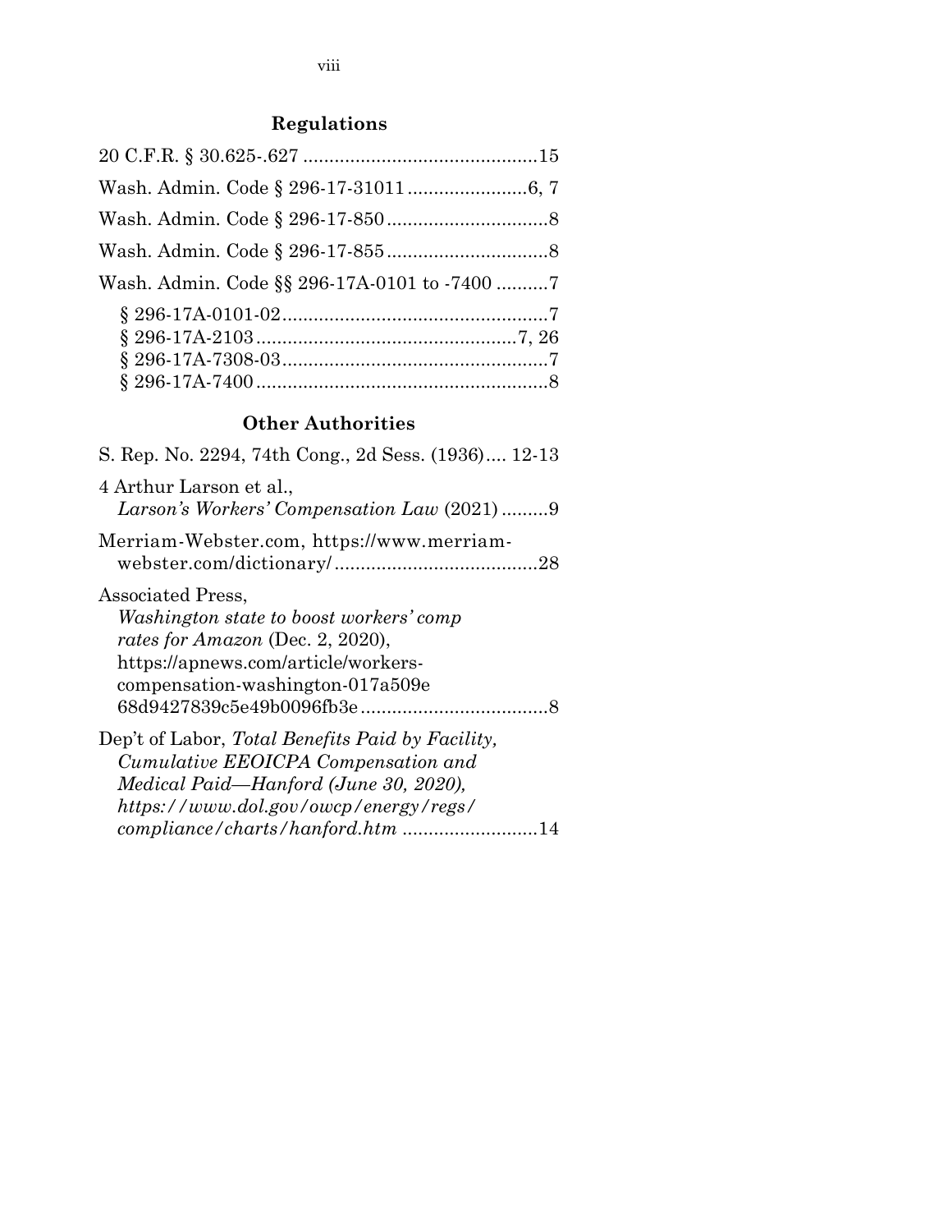## Regulations

20 C.F.R. § 30.625-.627 ............................................15

Wash. Admin. Code § 296-17-31011 .......................6, 7

Wash. Admin. Code § 296-17-850 ...............................8

Wash. Admin. Code § 296-17-855 ...............................8

Wash. Admin. Code §§ 296-17A-0101 to -7400 ..........7

§ 296-17A-0101-02 ...................................................7
§ 296-17A-2103 .................................................7, 26
§ 296-17A-7308-03 ...................................................7
§ 296-17A-7400 ........................................................8

## Other Authorities

S. Rep. No. 2294, 74th Cong., 2d Sess. (1936).... 12-13

4 Arthur Larson et al., *Larson's Workers' Compensation Law* (2021) .........9

Merriam-Webster.com, https://www.merriam-webster.com/dictionary/ .......................................28

Associated Press, *Washington state to boost workers' comp rates for Amazon* (Dec. 2, 2020), https://apnews.com/article/workers-compensation-washington-017a509e68d9427839c5e49b0096fb3e ....................................8

Dep't of Labor, *Total Benefits Paid by Facility, Cumulative EEOICPA Compensation and Medical Paid—Hanford (June 30, 2020), https://www.dol.gov/owcp/energy/regs/compliance/charts/hanford.htm* ..........................14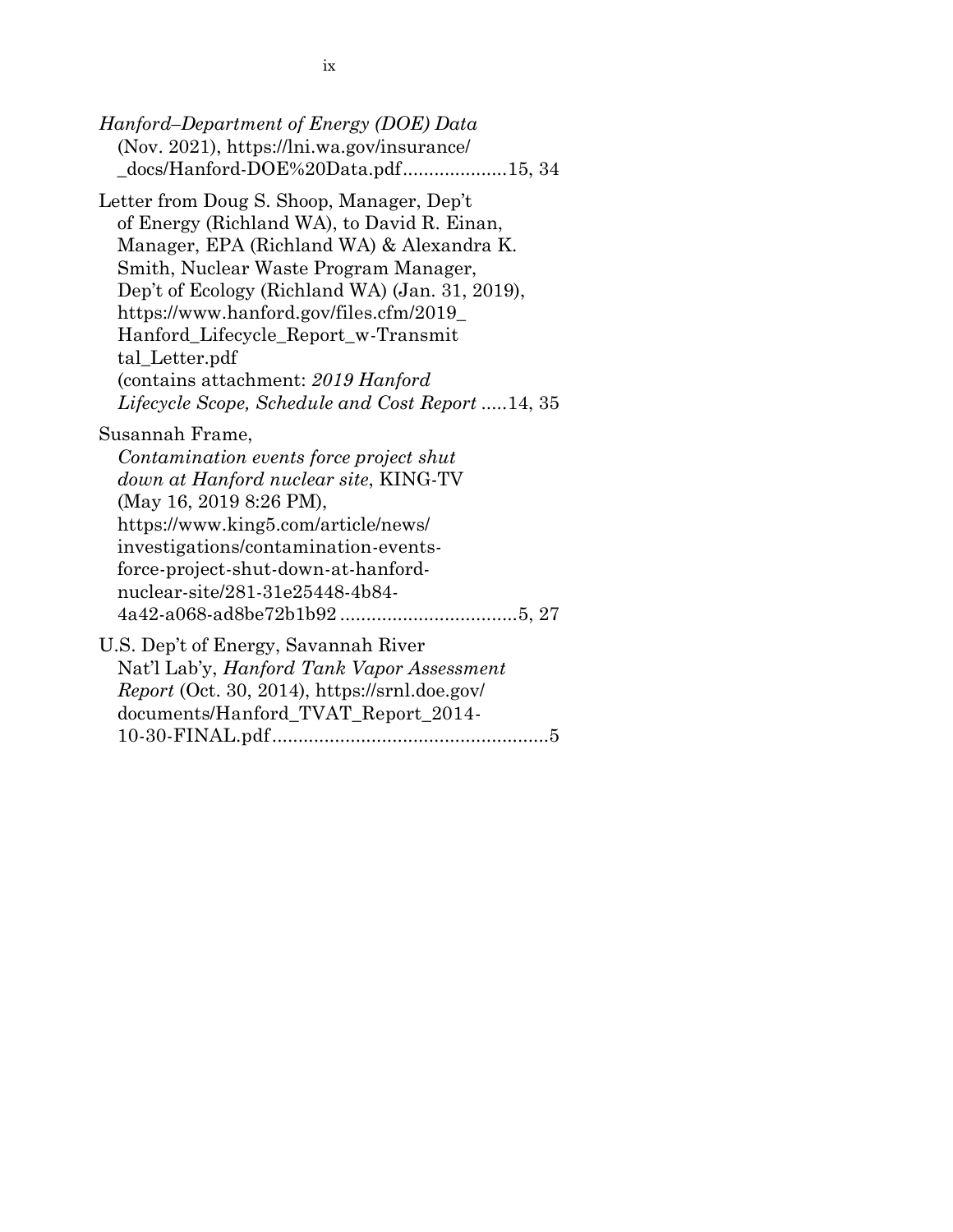*Hanford–Department of Energy (DOE) Data* (Nov. 2021), https://lni.wa.gov/insurance/_docs/Hanford-DOE%20Data.pdf....................15, 34

Letter from Doug S. Shoop, Manager, Dep't of Energy (Richland WA), to David R. Einan, Manager, EPA (Richland WA) & Alexandra K. Smith, Nuclear Waste Program Manager, Dep't of Ecology (Richland WA) (Jan. 31, 2019), https://www.hanford.gov/files.cfm/2019_Hanford_Lifecycle_Report_w-Transmittal_Letter.pdf (contains attachment: *2019 Hanford Lifecycle Scope, Schedule and Cost Report* .....14, 35

Susannah Frame, *Contamination events force project shut down at Hanford nuclear site*, KING-TV (May 16, 2019 8:26 PM), https://www.king5.com/article/news/investigations/contamination-events-force-project-shut-down-at-hanford-nuclear-site/281-31e25448-4b84-4a42-a068-ad8be72b1b92 ..................................5, 27

U.S. Dep't of Energy, Savannah River Nat'l Lab'y, *Hanford Tank Vapor Assessment Report* (Oct. 30, 2014), https://srnl.doe.gov/documents/Hanford_TVAT_Report_2014-10-30-FINAL.pdf.....................................................5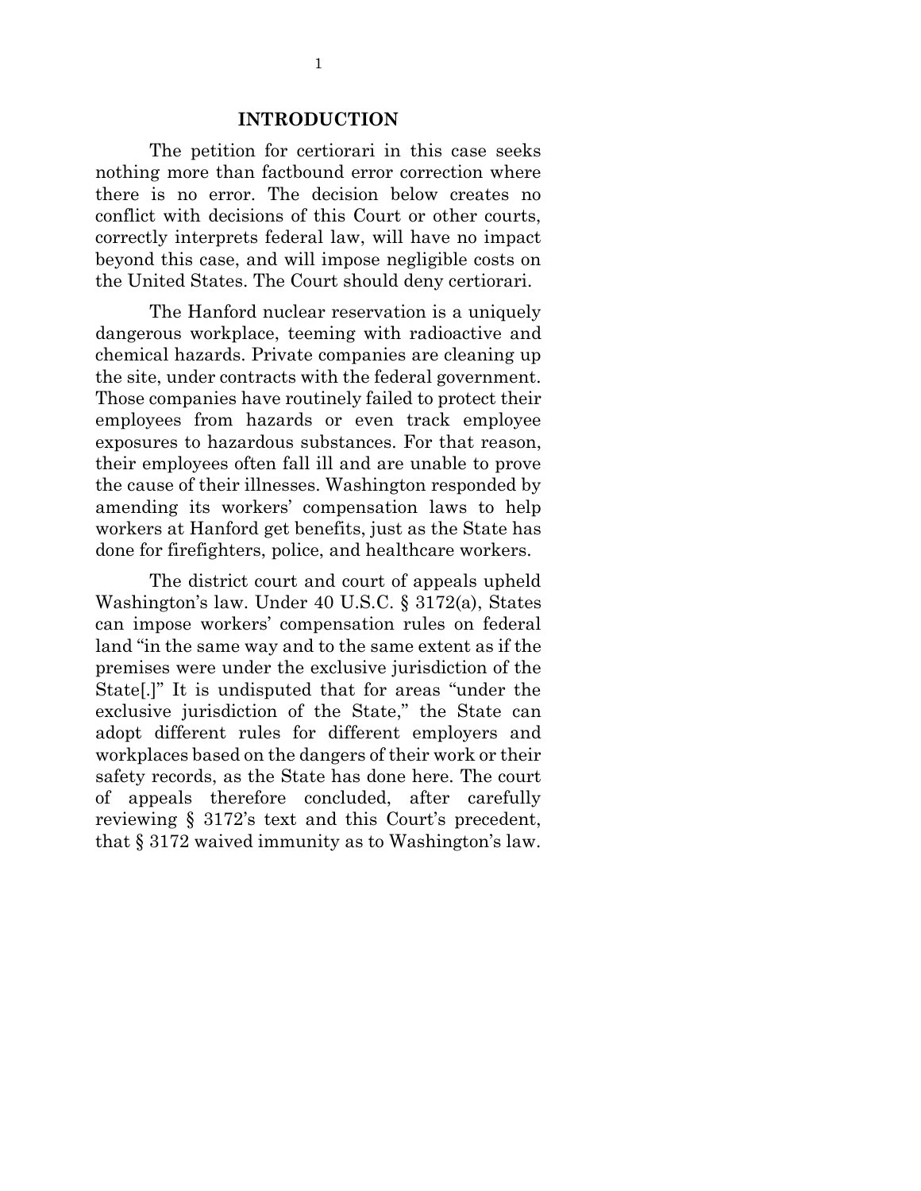## INTRODUCTION

The petition for certiorari in this case seeks nothing more than factbound error correction where there is no error. The decision below creates no conflict with decisions of this Court or other courts, correctly interprets federal law, will have no impact beyond this case, and will impose negligible costs on the United States. The Court should deny certiorari.

The Hanford nuclear reservation is a uniquely dangerous workplace, teeming with radioactive and chemical hazards. Private companies are cleaning up the site, under contracts with the federal government. Those companies have routinely failed to protect their employees from hazards or even track employee exposures to hazardous substances. For that reason, their employees often fall ill and are unable to prove the cause of their illnesses. Washington responded by amending its workers' compensation laws to help workers at Hanford get benefits, just as the State has done for firefighters, police, and healthcare workers.

The district court and court of appeals upheld Washington's law. Under 40 U.S.C. § 3172(a), States can impose workers' compensation rules on federal land "in the same way and to the same extent as if the premises were under the exclusive jurisdiction of the State[.]" It is undisputed that for areas "under the exclusive jurisdiction of the State," the State can adopt different rules for different employers and workplaces based on the dangers of their work or their safety records, as the State has done here. The court of appeals therefore concluded, after carefully reviewing § 3172's text and this Court's precedent, that § 3172 waived immunity as to Washington's law.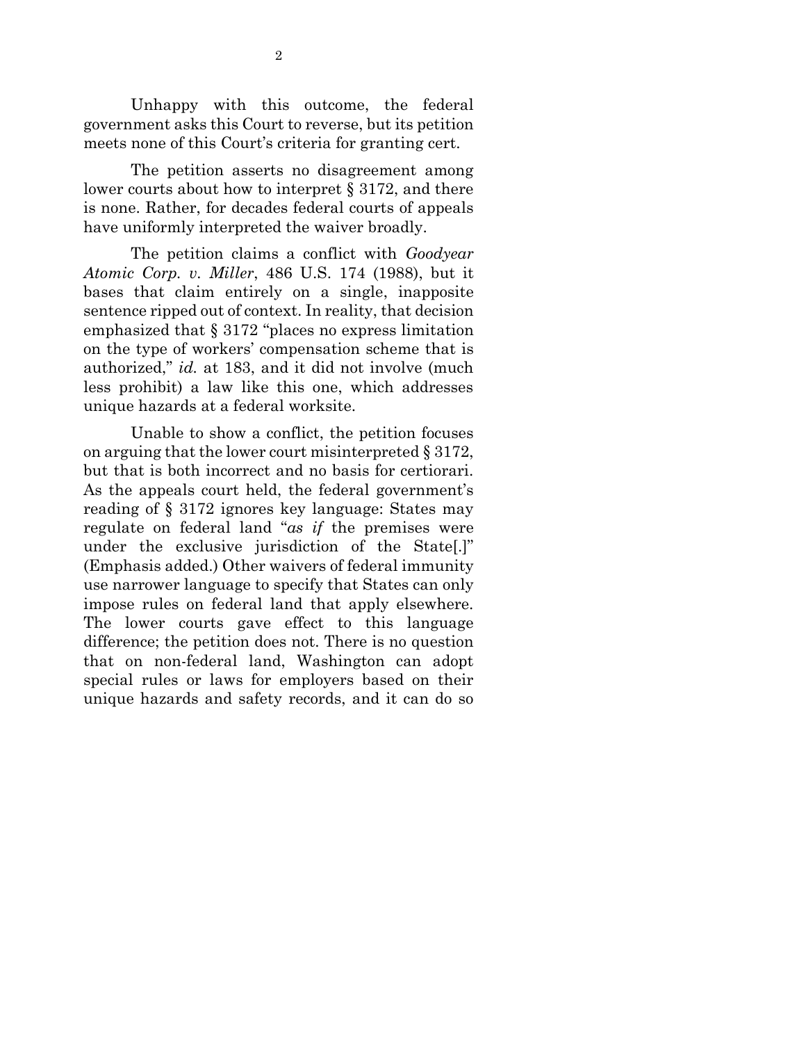Unhappy with this outcome, the federal government asks this Court to reverse, but its petition meets none of this Court's criteria for granting cert.

The petition asserts no disagreement among lower courts about how to interpret § 3172, and there is none. Rather, for decades federal courts of appeals have uniformly interpreted the waiver broadly.

The petition claims a conflict with *Goodyear Atomic Corp. v. Miller*, 486 U.S. 174 (1988), but it bases that claim entirely on a single, inapposite sentence ripped out of context. In reality, that decision emphasized that § 3172 "places no express limitation on the type of workers' compensation scheme that is authorized," *id.* at 183, and it did not involve (much less prohibit) a law like this one, which addresses unique hazards at a federal worksite.

Unable to show a conflict, the petition focuses on arguing that the lower court misinterpreted § 3172, but that is both incorrect and no basis for certiorari. As the appeals court held, the federal government's reading of § 3172 ignores key language: States may regulate on federal land "*as if* the premises were under the exclusive jurisdiction of the State[.]" (Emphasis added.) Other waivers of federal immunity use narrower language to specify that States can only impose rules on federal land that apply elsewhere. The lower courts gave effect to this language difference; the petition does not. There is no question that on non-federal land, Washington can adopt special rules or laws for employers based on their unique hazards and safety records, and it can do so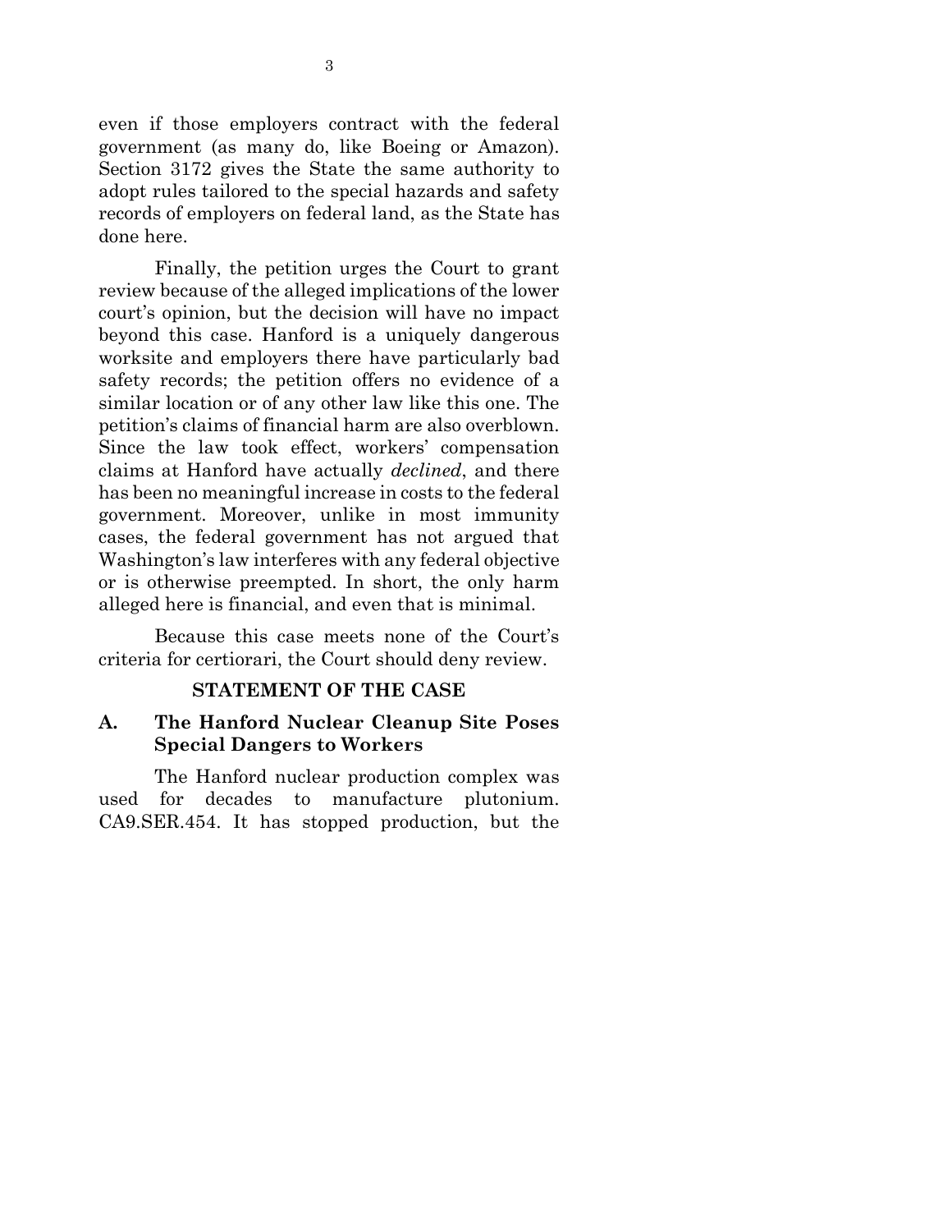even if those employers contract with the federal government (as many do, like Boeing or Amazon). Section 3172 gives the State the same authority to adopt rules tailored to the special hazards and safety records of employers on federal land, as the State has done here.

Finally, the petition urges the Court to grant review because of the alleged implications of the lower court's opinion, but the decision will have no impact beyond this case. Hanford is a uniquely dangerous worksite and employers there have particularly bad safety records; the petition offers no evidence of a similar location or of any other law like this one. The petition's claims of financial harm are also overblown. Since the law took effect, workers' compensation claims at Hanford have actually *declined*, and there has been no meaningful increase in costs to the federal government. Moreover, unlike in most immunity cases, the federal government has not argued that Washington's law interferes with any federal objective or is otherwise preempted. In short, the only harm alleged here is financial, and even that is minimal.

Because this case meets none of the Court's criteria for certiorari, the Court should deny review.

## STATEMENT OF THE CASE

### A. The Hanford Nuclear Cleanup Site Poses Special Dangers to Workers

The Hanford nuclear production complex was used for decades to manufacture plutonium. CA9.SER.454. It has stopped production, but the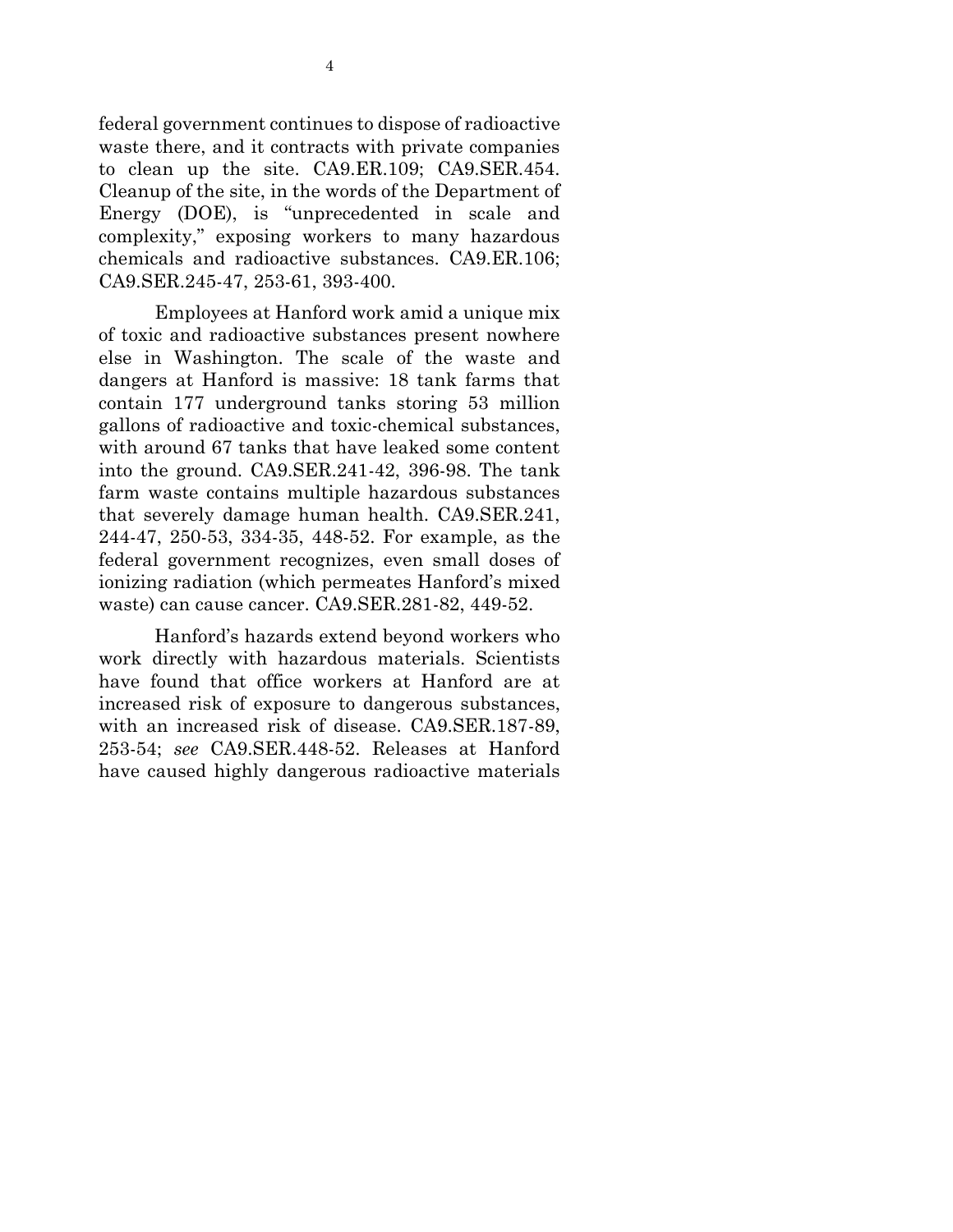federal government continues to dispose of radioactive waste there, and it contracts with private companies to clean up the site. CA9.ER.109; CA9.SER.454. Cleanup of the site, in the words of the Department of Energy (DOE), is "unprecedented in scale and complexity," exposing workers to many hazardous chemicals and radioactive substances. CA9.ER.106; CA9.SER.245-47, 253-61, 393-400.

Employees at Hanford work amid a unique mix of toxic and radioactive substances present nowhere else in Washington. The scale of the waste and dangers at Hanford is massive: 18 tank farms that contain 177 underground tanks storing 53 million gallons of radioactive and toxic-chemical substances, with around 67 tanks that have leaked some content into the ground. CA9.SER.241-42, 396-98. The tank farm waste contains multiple hazardous substances that severely damage human health. CA9.SER.241, 244-47, 250-53, 334-35, 448-52. For example, as the federal government recognizes, even small doses of ionizing radiation (which permeates Hanford's mixed waste) can cause cancer. CA9.SER.281-82, 449-52.

Hanford's hazards extend beyond workers who work directly with hazardous materials. Scientists have found that office workers at Hanford are at increased risk of exposure to dangerous substances, with an increased risk of disease. CA9.SER.187-89, 253-54; *see* CA9.SER.448-52. Releases at Hanford have caused highly dangerous radioactive materials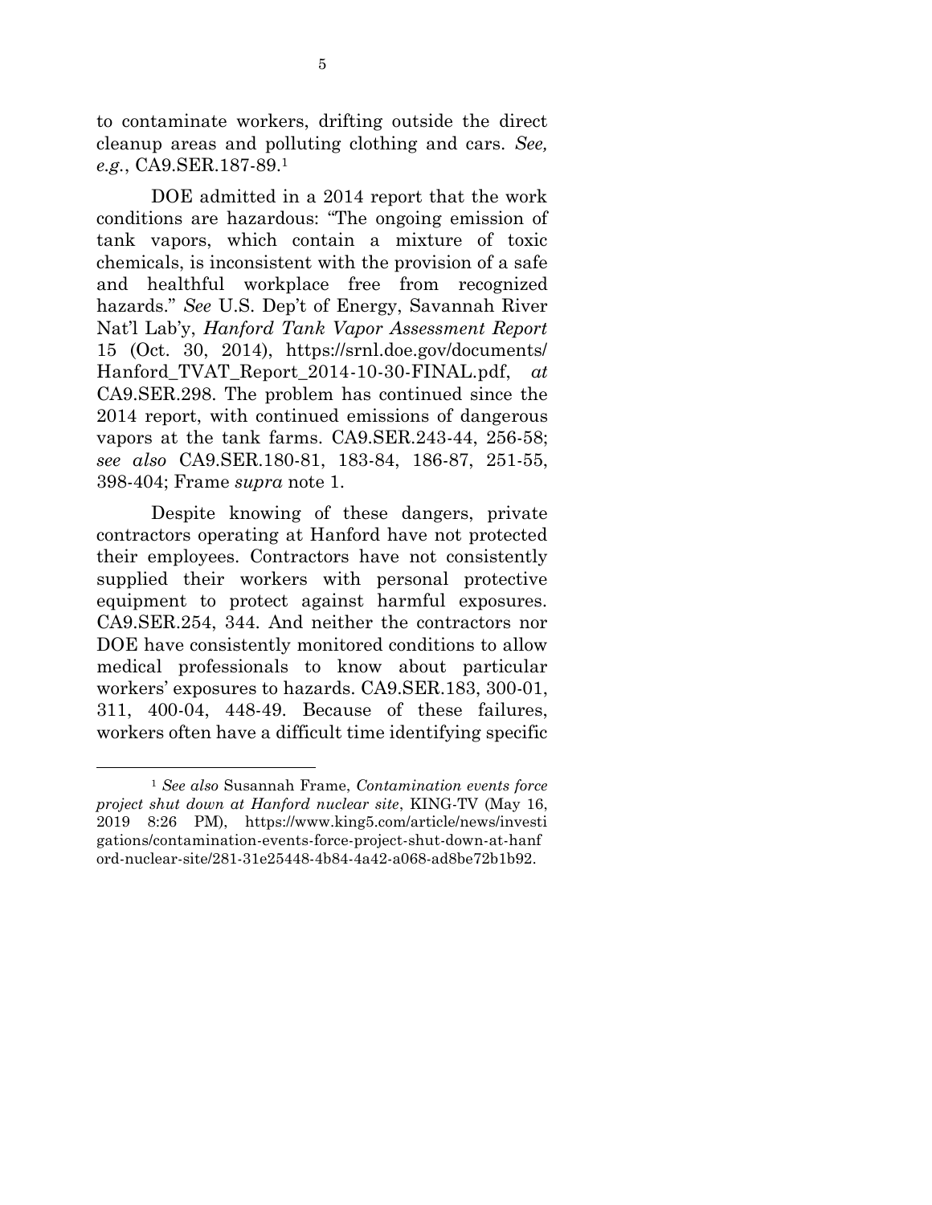to contaminate workers, drifting outside the direct cleanup areas and polluting clothing and cars. *See, e.g.*, CA9.SER.187-89.[1]

DOE admitted in a 2014 report that the work conditions are hazardous: "The ongoing emission of tank vapors, which contain a mixture of toxic chemicals, is inconsistent with the provision of a safe and healthful workplace free from recognized hazards." *See* U.S. Dep't of Energy, Savannah River Nat'l Lab'y, *Hanford Tank Vapor Assessment Report* 15 (Oct. 30, 2014), https://srnl.doe.gov/documents/Hanford_TVAT_Report_2014-10-30-FINAL.pdf, *at* CA9.SER.298. The problem has continued since the 2014 report, with continued emissions of dangerous vapors at the tank farms. CA9.SER.243-44, 256-58; *see also* CA9.SER.180-81, 183-84, 186-87, 251-55, 398-404; Frame *supra* note 1.

Despite knowing of these dangers, private contractors operating at Hanford have not protected their employees. Contractors have not consistently supplied their workers with personal protective equipment to protect against harmful exposures. CA9.SER.254, 344. And neither the contractors nor DOE have consistently monitored conditions to allow medical professionals to know about particular workers' exposures to hazards. CA9.SER.183, 300-01, 311, 400-04, 448-49. Because of these failures, workers often have a difficult time identifying specific

---

[1] *See also* Susannah Frame, *Contamination events force project shut down at Hanford nuclear site*, KING-TV (May 16, 2019 8:26 PM), https://www.king5.com/article/news/investigations/contamination-events-force-project-shut-down-at-hanford-nuclear-site/281-31e25448-4b84-4a42-a068-ad8be72b1b92.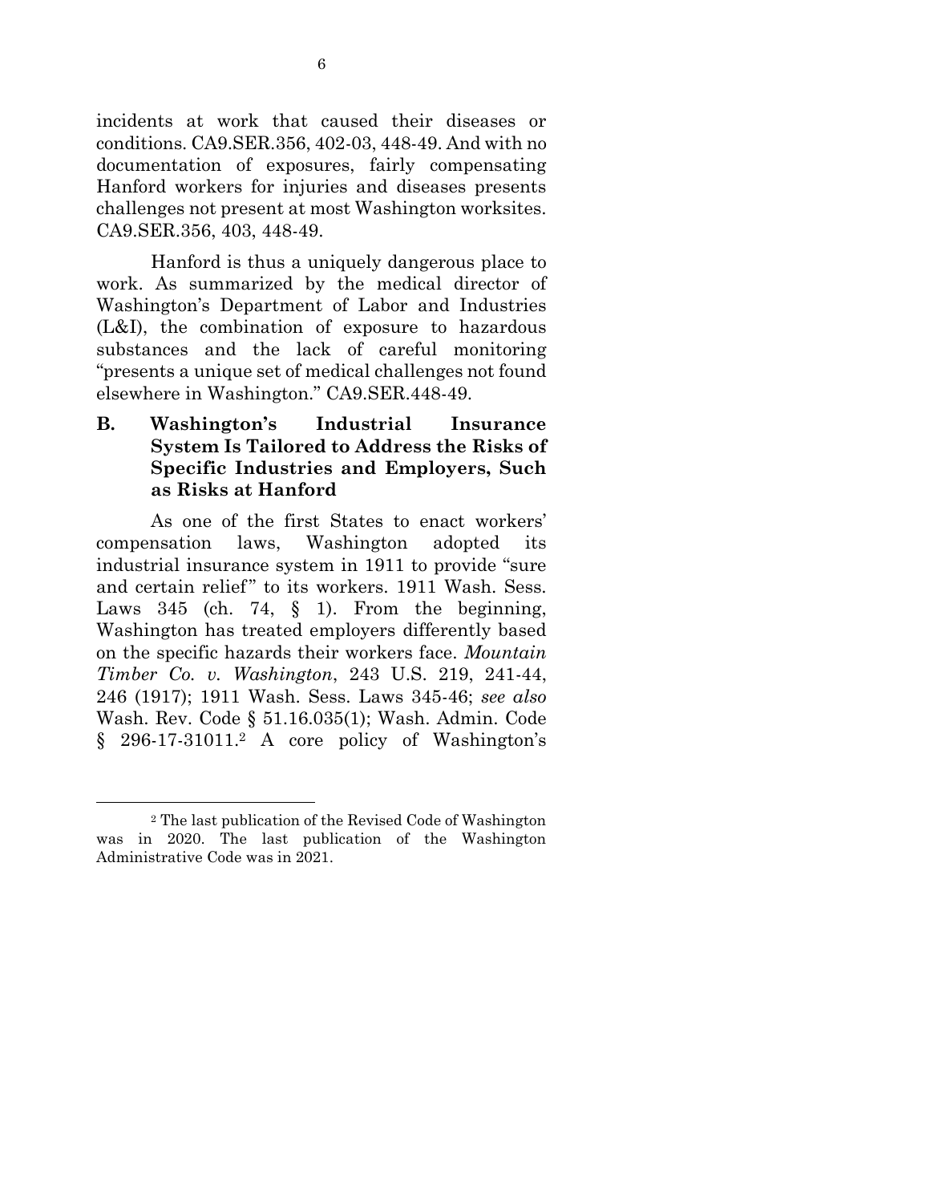incidents at work that caused their diseases or conditions. CA9.SER.356, 402-03, 448-49. And with no documentation of exposures, fairly compensating Hanford workers for injuries and diseases presents challenges not present at most Washington worksites. CA9.SER.356, 403, 448-49.

Hanford is thus a uniquely dangerous place to work. As summarized by the medical director of Washington's Department of Labor and Industries (L&I), the combination of exposure to hazardous substances and the lack of careful monitoring "presents a unique set of medical challenges not found elsewhere in Washington." CA9.SER.448-49.

### B. Washington's Industrial Insurance System Is Tailored to Address the Risks of Specific Industries and Employers, Such as Risks at Hanford

As one of the first States to enact workers' compensation laws, Washington adopted its industrial insurance system in 1911 to provide "sure and certain relief" to its workers. 1911 Wash. Sess. Laws 345 (ch. 74, § 1). From the beginning, Washington has treated employers differently based on the specific hazards their workers face. *Mountain Timber Co. v. Washington*, 243 U.S. 219, 241-44, 246 (1917); 1911 Wash. Sess. Laws 345-46; *see also* Wash. Rev. Code § 51.16.035(1); Wash. Admin. Code § 296-17-31011.[2] A core policy of Washington's

---

[2] The last publication of the Revised Code of Washington was in 2020. The last publication of the Washington Administrative Code was in 2021.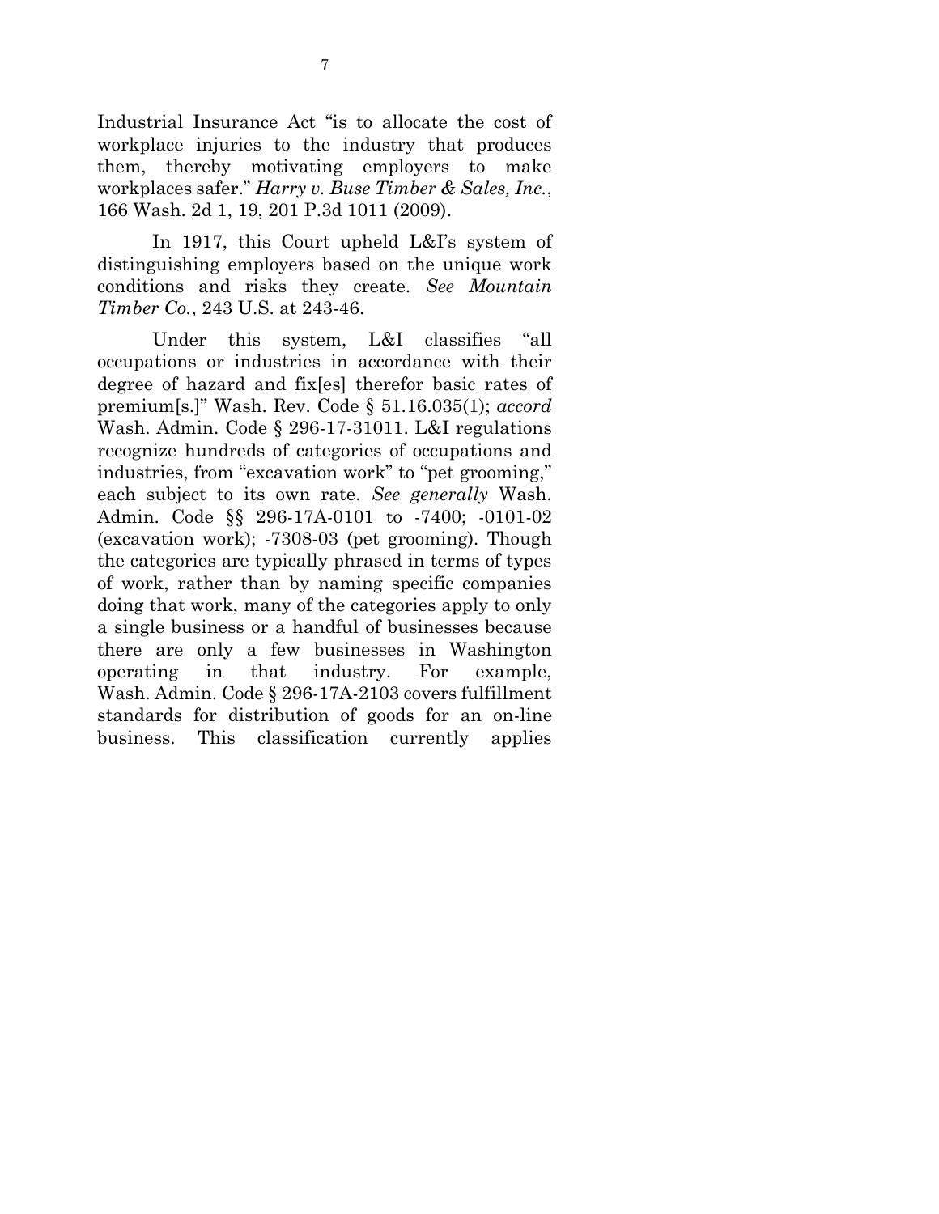Industrial Insurance Act "is to allocate the cost of workplace injuries to the industry that produces them, thereby motivating employers to make workplaces safer." *Harry v. Buse Timber & Sales, Inc.*, 166 Wash. 2d 1, 19, 201 P.3d 1011 (2009).

In 1917, this Court upheld L&I's system of distinguishing employers based on the unique work conditions and risks they create. *See Mountain Timber Co.*, 243 U.S. at 243-46.

Under this system, L&I classifies "all occupations or industries in accordance with their degree of hazard and fix[es] therefor basic rates of premium[s.]" Wash. Rev. Code § 51.16.035(1); *accord* Wash. Admin. Code § 296-17-31011. L&I regulations recognize hundreds of categories of occupations and industries, from "excavation work" to "pet grooming," each subject to its own rate. *See generally* Wash. Admin. Code §§ 296-17A-0101 to -7400; -0101-02 (excavation work); -7308-03 (pet grooming). Though the categories are typically phrased in terms of types of work, rather than by naming specific companies doing that work, many of the categories apply to only a single business or a handful of businesses because there are only a few businesses in Washington operating in that industry. For example, Wash. Admin. Code § 296-17A-2103 covers fulfillment standards for distribution of goods for an on-line business. This classification currently applies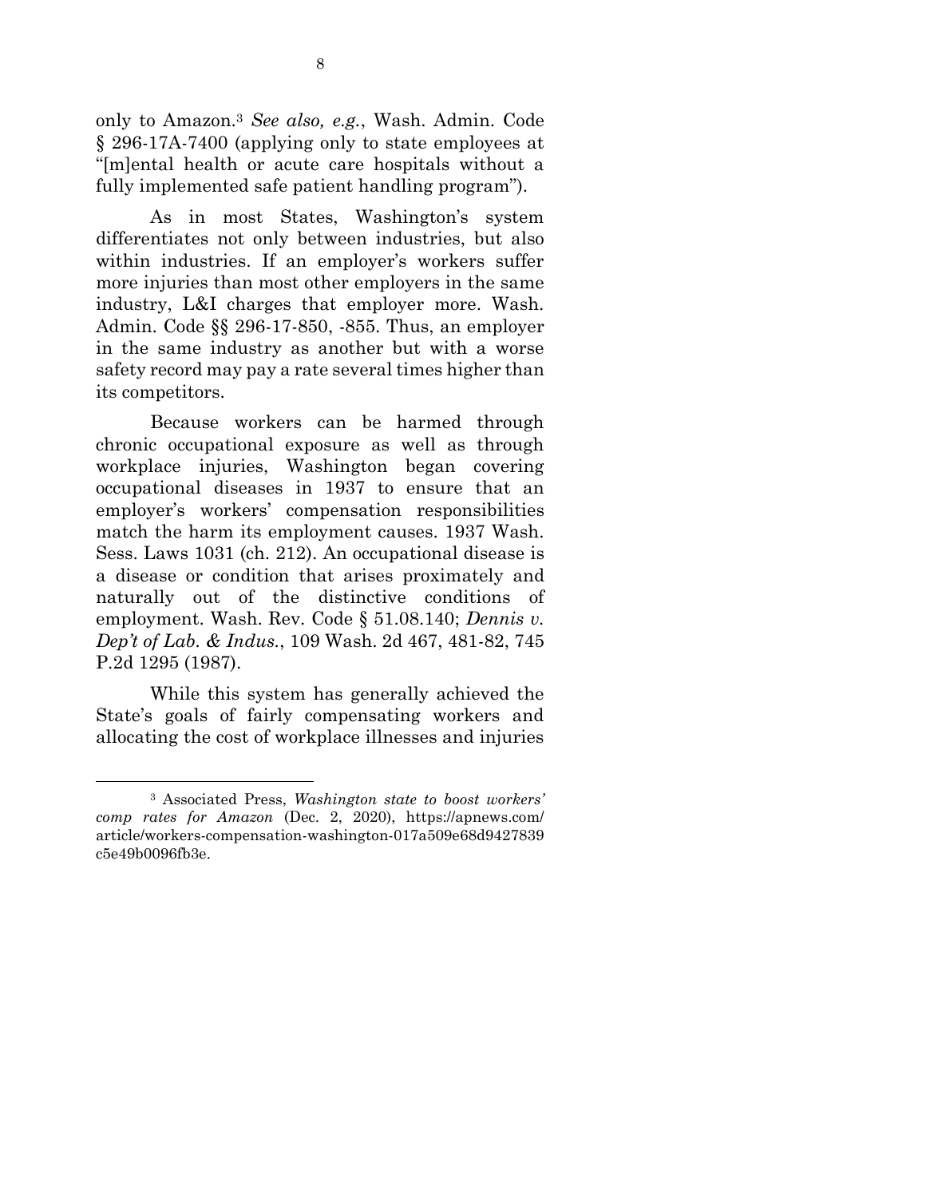only to Amazon.[3] *See also, e.g.*, Wash. Admin. Code § 296-17A-7400 (applying only to state employees at "[m]ental health or acute care hospitals without a fully implemented safe patient handling program").

As in most States, Washington's system differentiates not only between industries, but also within industries. If an employer's workers suffer more injuries than most other employers in the same industry, L&I charges that employer more. Wash. Admin. Code §§ 296-17-850, -855. Thus, an employer in the same industry as another but with a worse safety record may pay a rate several times higher than its competitors.

Because workers can be harmed through chronic occupational exposure as well as through workplace injuries, Washington began covering occupational diseases in 1937 to ensure that an employer's workers' compensation responsibilities match the harm its employment causes. 1937 Wash. Sess. Laws 1031 (ch. 212). An occupational disease is a disease or condition that arises proximately and naturally out of the distinctive conditions of employment. Wash. Rev. Code § 51.08.140; *Dennis v. Dep't of Lab. & Indus.*, 109 Wash. 2d 467, 481-82, 745 P.2d 1295 (1987).

While this system has generally achieved the State's goals of fairly compensating workers and allocating the cost of workplace illnesses and injuries

[3] Associated Press, *Washington state to boost workers' comp rates for Amazon* (Dec. 2, 2020), https://apnews.com/article/workers-compensation-washington-017a509e68d9427839c5e49b0096fb3e.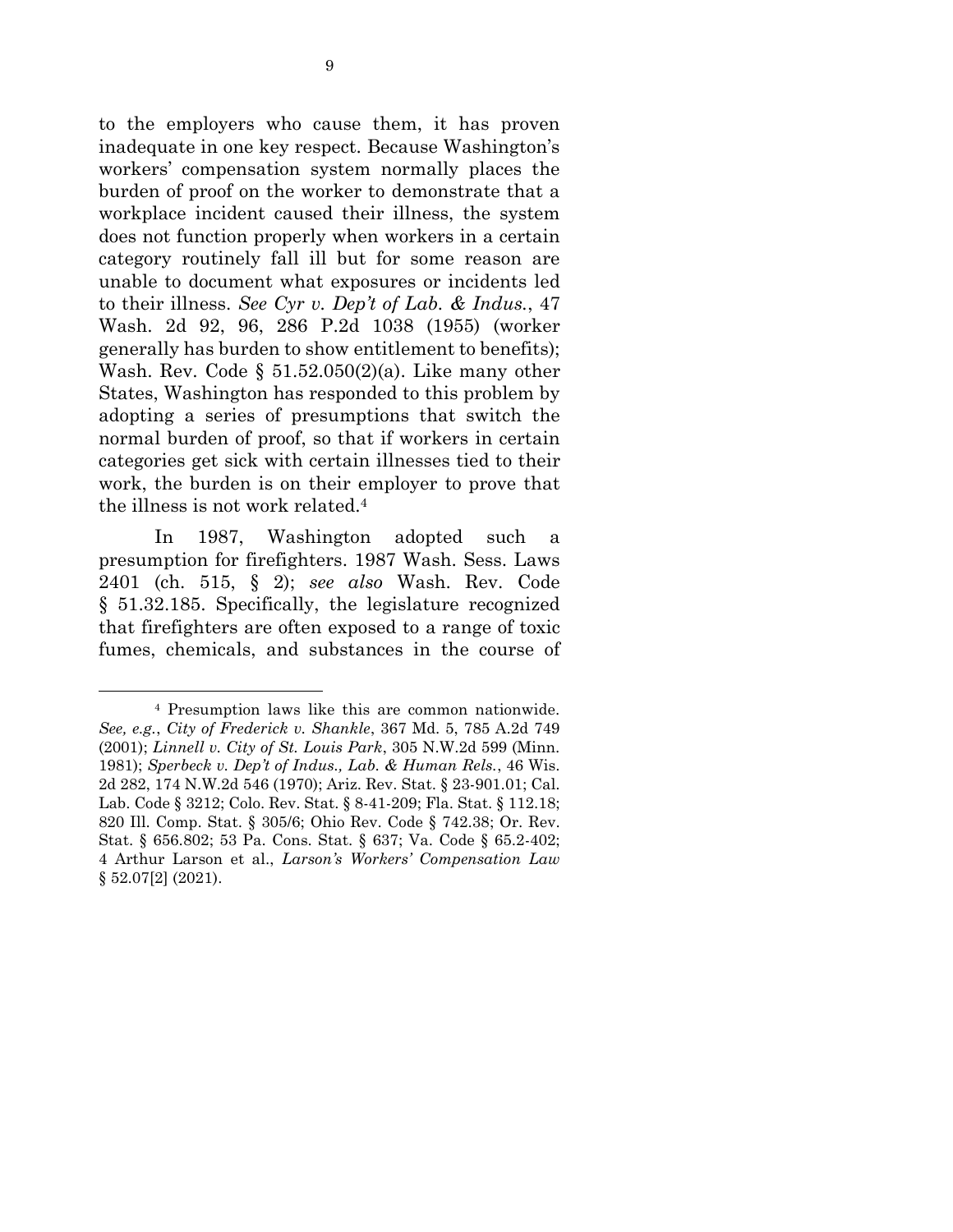to the employers who cause them, it has proven inadequate in one key respect. Because Washington's workers' compensation system normally places the burden of proof on the worker to demonstrate that a workplace incident caused their illness, the system does not function properly when workers in a certain category routinely fall ill but for some reason are unable to document what exposures or incidents led to their illness. *See Cyr v. Dep't of Lab. & Indus.*, 47 Wash. 2d 92, 96, 286 P.2d 1038 (1955) (worker generally has burden to show entitlement to benefits); Wash. Rev. Code § 51.52.050(2)(a). Like many other States, Washington has responded to this problem by adopting a series of presumptions that switch the normal burden of proof, so that if workers in certain categories get sick with certain illnesses tied to their work, the burden is on their employer to prove that the illness is not work related.[4]

In 1987, Washington adopted such a presumption for firefighters. 1987 Wash. Sess. Laws 2401 (ch. 515, § 2); *see also* Wash. Rev. Code § 51.32.185. Specifically, the legislature recognized that firefighters are often exposed to a range of toxic fumes, chemicals, and substances in the course of

---

[4] Presumption laws like this are common nationwide. *See, e.g.*, *City of Frederick v. Shankle*, 367 Md. 5, 785 A.2d 749 (2001); *Linnell v. City of St. Louis Park*, 305 N.W.2d 599 (Minn. 1981); *Sperbeck v. Dep't of Indus., Lab. & Human Rels.*, 46 Wis. 2d 282, 174 N.W.2d 546 (1970); Ariz. Rev. Stat. § 23-901.01; Cal. Lab. Code § 3212; Colo. Rev. Stat. § 8-41-209; Fla. Stat. § 112.18; 820 Ill. Comp. Stat. § 305/6; Ohio Rev. Code § 742.38; Or. Rev. Stat. § 656.802; 53 Pa. Cons. Stat. § 637; Va. Code § 65.2-402; 4 Arthur Larson et al., *Larson's Workers' Compensation Law* § 52.07[2] (2021).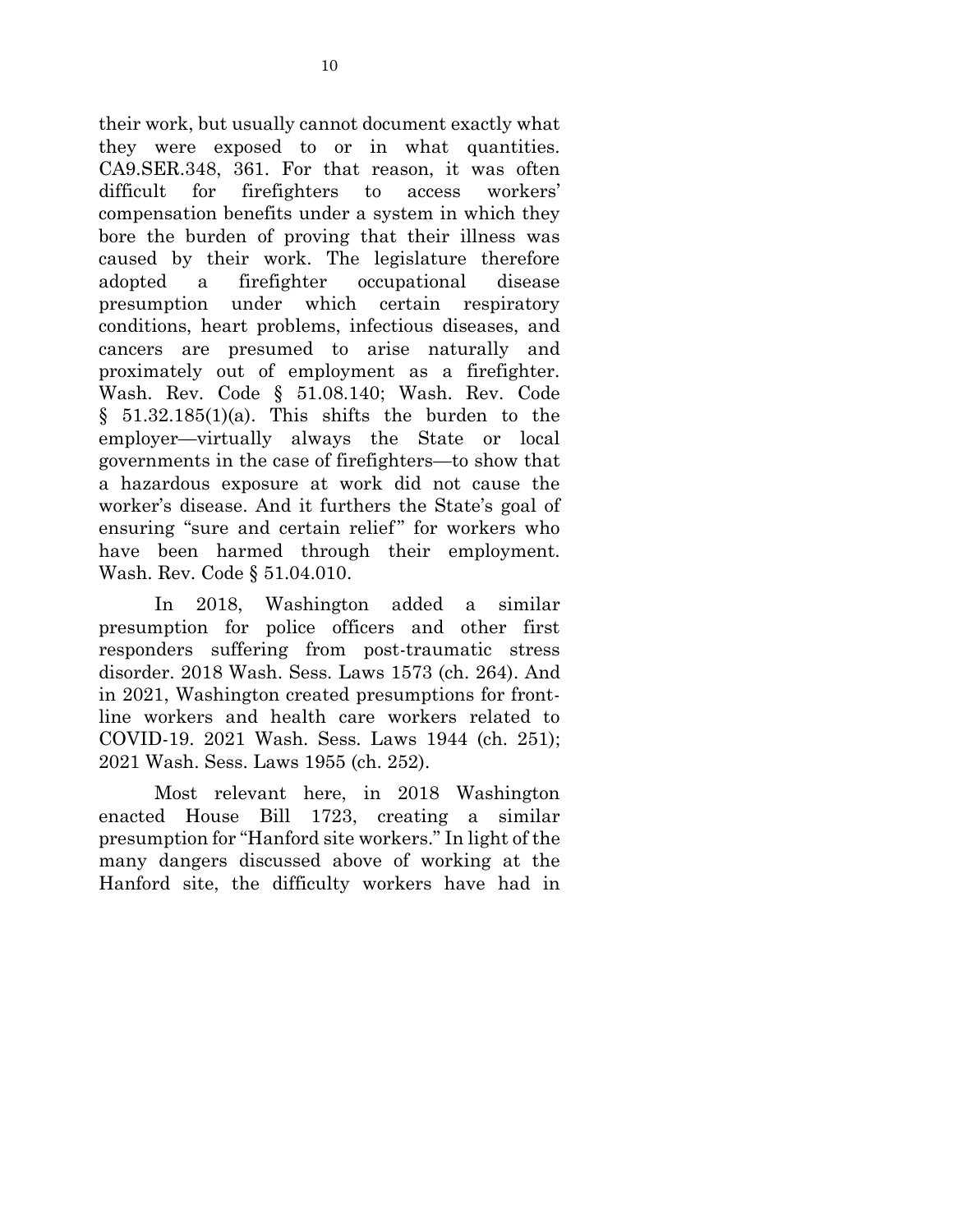their work, but usually cannot document exactly what they were exposed to or in what quantities. CA9.SER.348, 361. For that reason, it was often difficult for firefighters to access workers' compensation benefits under a system in which they bore the burden of proving that their illness was caused by their work. The legislature therefore adopted a firefighter occupational disease presumption under which certain respiratory conditions, heart problems, infectious diseases, and cancers are presumed to arise naturally and proximately out of employment as a firefighter. Wash. Rev. Code § 51.08.140; Wash. Rev. Code § 51.32.185(1)(a). This shifts the burden to the employer—virtually always the State or local governments in the case of firefighters—to show that a hazardous exposure at work did not cause the worker's disease. And it furthers the State's goal of ensuring "sure and certain relief" for workers who have been harmed through their employment. Wash. Rev. Code § 51.04.010.

In 2018, Washington added a similar presumption for police officers and other first responders suffering from post-traumatic stress disorder. 2018 Wash. Sess. Laws 1573 (ch. 264). And in 2021, Washington created presumptions for front-line workers and health care workers related to COVID-19. 2021 Wash. Sess. Laws 1944 (ch. 251); 2021 Wash. Sess. Laws 1955 (ch. 252).

Most relevant here, in 2018 Washington enacted House Bill 1723, creating a similar presumption for "Hanford site workers." In light of the many dangers discussed above of working at the Hanford site, the difficulty workers have had in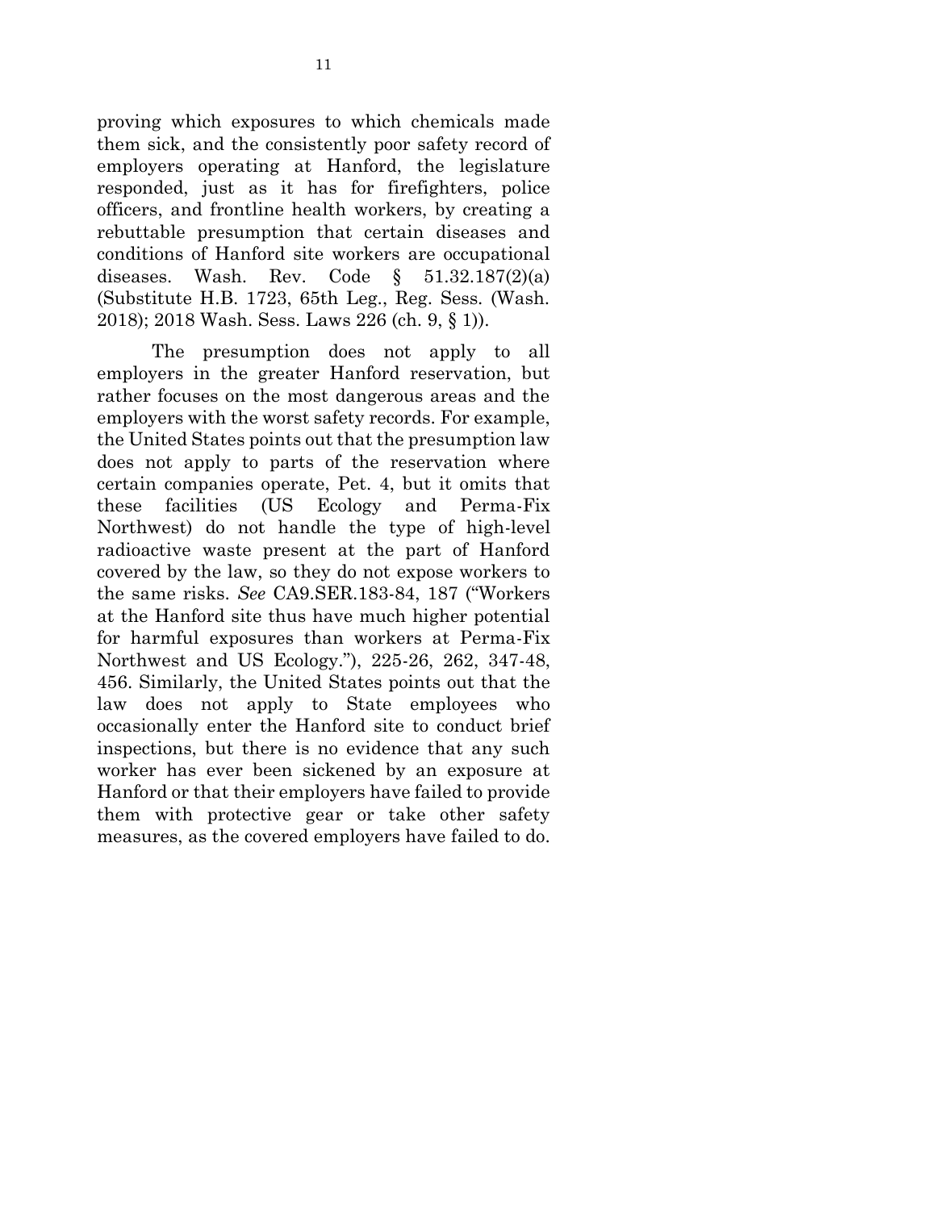proving which exposures to which chemicals made them sick, and the consistently poor safety record of employers operating at Hanford, the legislature responded, just as it has for firefighters, police officers, and frontline health workers, by creating a rebuttable presumption that certain diseases and conditions of Hanford site workers are occupational diseases. Wash. Rev. Code § 51.32.187(2)(a) (Substitute H.B. 1723, 65th Leg., Reg. Sess. (Wash. 2018); 2018 Wash. Sess. Laws 226 (ch. 9, § 1)).

The presumption does not apply to all employers in the greater Hanford reservation, but rather focuses on the most dangerous areas and the employers with the worst safety records. For example, the United States points out that the presumption law does not apply to parts of the reservation where certain companies operate, Pet. 4, but it omits that these facilities (US Ecology and Perma-Fix Northwest) do not handle the type of high-level radioactive waste present at the part of Hanford covered by the law, so they do not expose workers to the same risks. *See* CA9.SER.183-84, 187 ("Workers at the Hanford site thus have much higher potential for harmful exposures than workers at Perma-Fix Northwest and US Ecology."), 225-26, 262, 347-48, 456. Similarly, the United States points out that the law does not apply to State employees who occasionally enter the Hanford site to conduct brief inspections, but there is no evidence that any such worker has ever been sickened by an exposure at Hanford or that their employers have failed to provide them with protective gear or take other safety measures, as the covered employers have failed to do.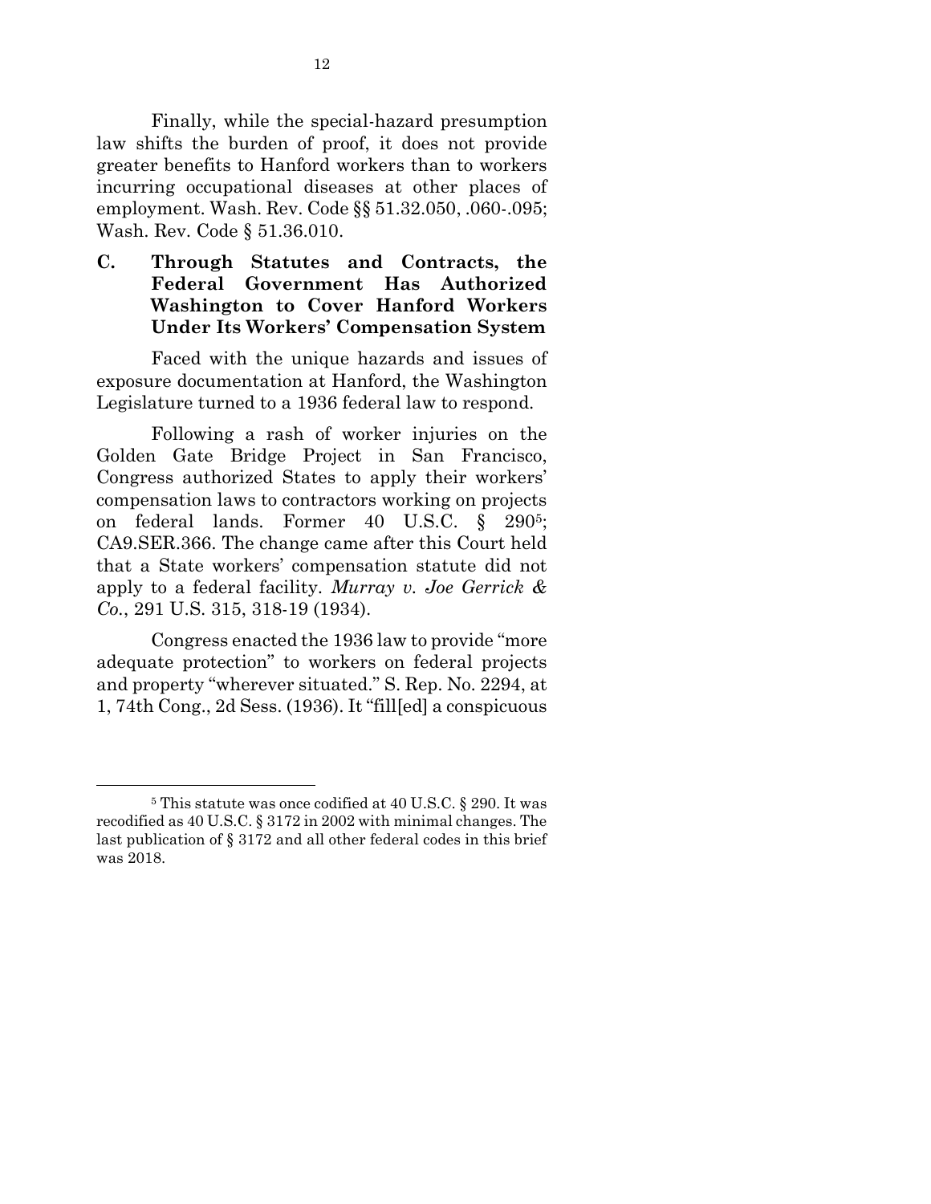Finally, while the special-hazard presumption law shifts the burden of proof, it does not provide greater benefits to Hanford workers than to workers incurring occupational diseases at other places of employment. Wash. Rev. Code §§ 51.32.050, .060-.095; Wash. Rev. Code § 51.36.010.

### C. Through Statutes and Contracts, the Federal Government Has Authorized Washington to Cover Hanford Workers Under Its Workers' Compensation System

Faced with the unique hazards and issues of exposure documentation at Hanford, the Washington Legislature turned to a 1936 federal law to respond.

Following a rash of worker injuries on the Golden Gate Bridge Project in San Francisco, Congress authorized States to apply their workers' compensation laws to contractors working on projects on federal lands. Former 40 U.S.C. § 290[5]; CA9.SER.366. The change came after this Court held that a State workers' compensation statute did not apply to a federal facility. *Murray v. Joe Gerrick & Co.*, 291 U.S. 315, 318-19 (1934).

Congress enacted the 1936 law to provide "more adequate protection" to workers on federal projects and property "wherever situated." S. Rep. No. 2294, at 1, 74th Cong., 2d Sess. (1936). It "fill[ed] a conspicuous

---

[5] This statute was once codified at 40 U.S.C. § 290. It was recodified as 40 U.S.C. § 3172 in 2002 with minimal changes. The last publication of § 3172 and all other federal codes in this brief was 2018.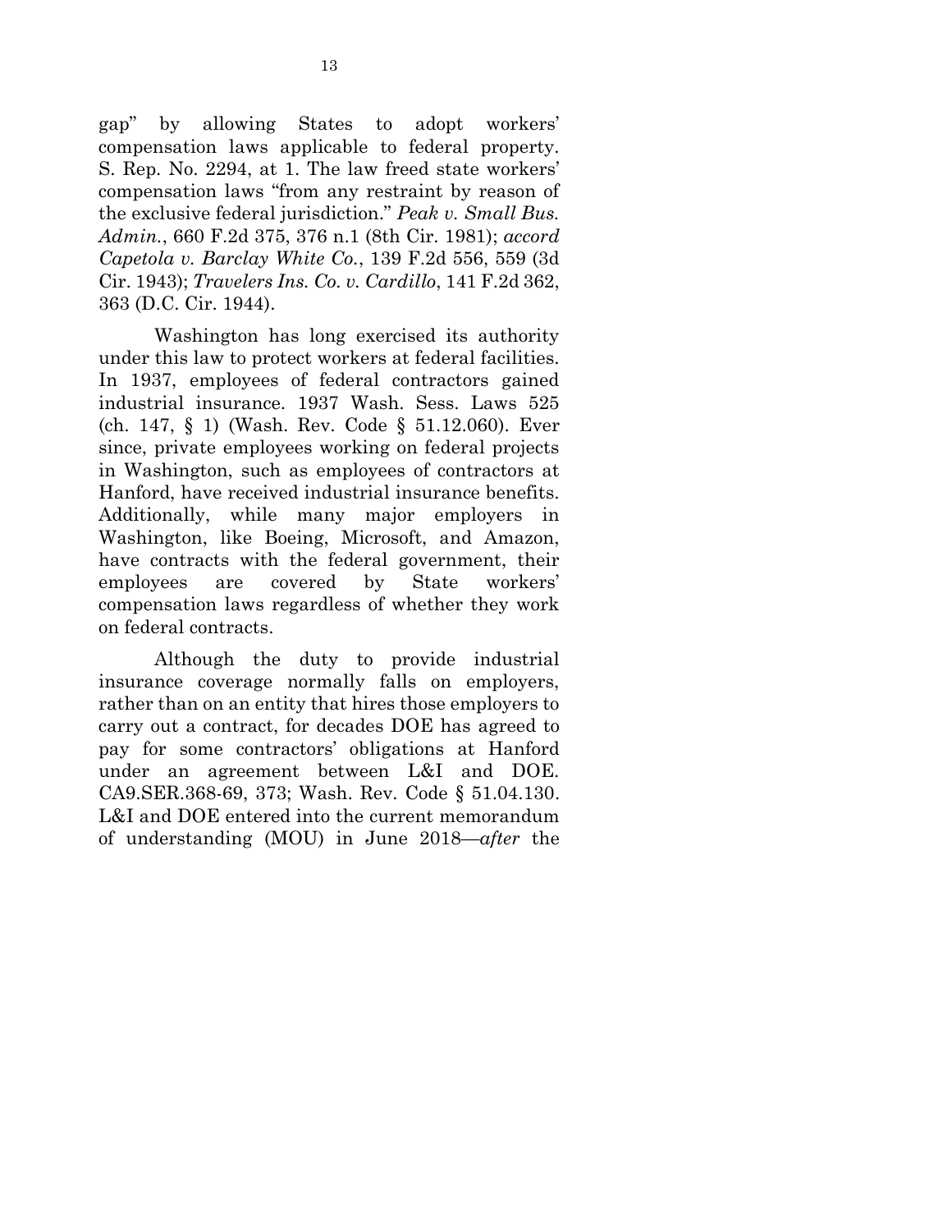gap" by allowing States to adopt workers' compensation laws applicable to federal property. S. Rep. No. 2294, at 1. The law freed state workers' compensation laws "from any restraint by reason of the exclusive federal jurisdiction." *Peak v. Small Bus. Admin.*, 660 F.2d 375, 376 n.1 (8th Cir. 1981); *accord Capetola v. Barclay White Co.*, 139 F.2d 556, 559 (3d Cir. 1943); *Travelers Ins. Co. v. Cardillo*, 141 F.2d 362, 363 (D.C. Cir. 1944).

Washington has long exercised its authority under this law to protect workers at federal facilities. In 1937, employees of federal contractors gained industrial insurance. 1937 Wash. Sess. Laws 525 (ch. 147, § 1) (Wash. Rev. Code § 51.12.060). Ever since, private employees working on federal projects in Washington, such as employees of contractors at Hanford, have received industrial insurance benefits. Additionally, while many major employers in Washington, like Boeing, Microsoft, and Amazon, have contracts with the federal government, their employees are covered by State workers' compensation laws regardless of whether they work on federal contracts.

Although the duty to provide industrial insurance coverage normally falls on employers, rather than on an entity that hires those employers to carry out a contract, for decades DOE has agreed to pay for some contractors' obligations at Hanford under an agreement between L&I and DOE. CA9.SER.368-69, 373; Wash. Rev. Code § 51.04.130. L&I and DOE entered into the current memorandum of understanding (MOU) in June 2018—*after* the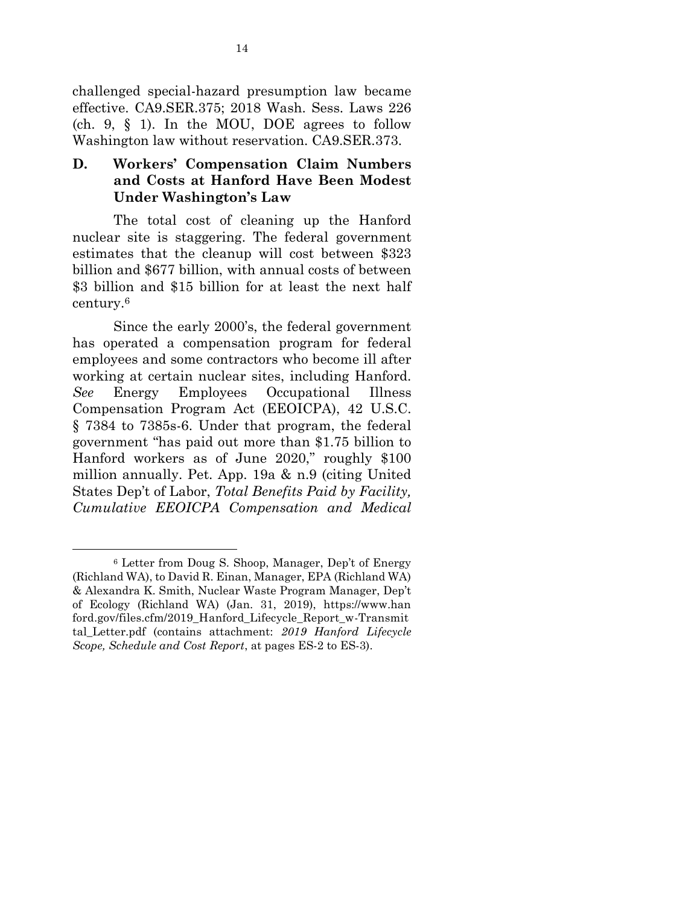challenged special-hazard presumption law became effective. CA9.SER.375; 2018 Wash. Sess. Laws 226 (ch. 9, § 1). In the MOU, DOE agrees to follow Washington law without reservation. CA9.SER.373.

### D. Workers' Compensation Claim Numbers and Costs at Hanford Have Been Modest Under Washington's Law

The total cost of cleaning up the Hanford nuclear site is staggering. The federal government estimates that the cleanup will cost between $323 billion and $677 billion, with annual costs of between $3 billion and $15 billion for at least the next half century.[6]

Since the early 2000's, the federal government has operated a compensation program for federal employees and some contractors who become ill after working at certain nuclear sites, including Hanford. *See* Energy Employees Occupational Illness Compensation Program Act (EEOICPA), 42 U.S.C. § 7384 to 7385s-6. Under that program, the federal government "has paid out more than $1.75 billion to Hanford workers as of June 2020," roughly $100 million annually. Pet. App. 19a & n.9 (citing United States Dep't of Labor, *Total Benefits Paid by Facility, Cumulative EEOICPA Compensation and Medical*

---

[6] Letter from Doug S. Shoop, Manager, Dep't of Energy (Richland WA), to David R. Einan, Manager, EPA (Richland WA) & Alexandra K. Smith, Nuclear Waste Program Manager, Dep't of Ecology (Richland WA) (Jan. 31, 2019), https://www.hanford.gov/files.cfm/2019_Hanford_Lifecycle_Report_w-Transmittal_Letter.pdf (contains attachment: *2019 Hanford Lifecycle Scope, Schedule and Cost Report*, at pages ES-2 to ES-3).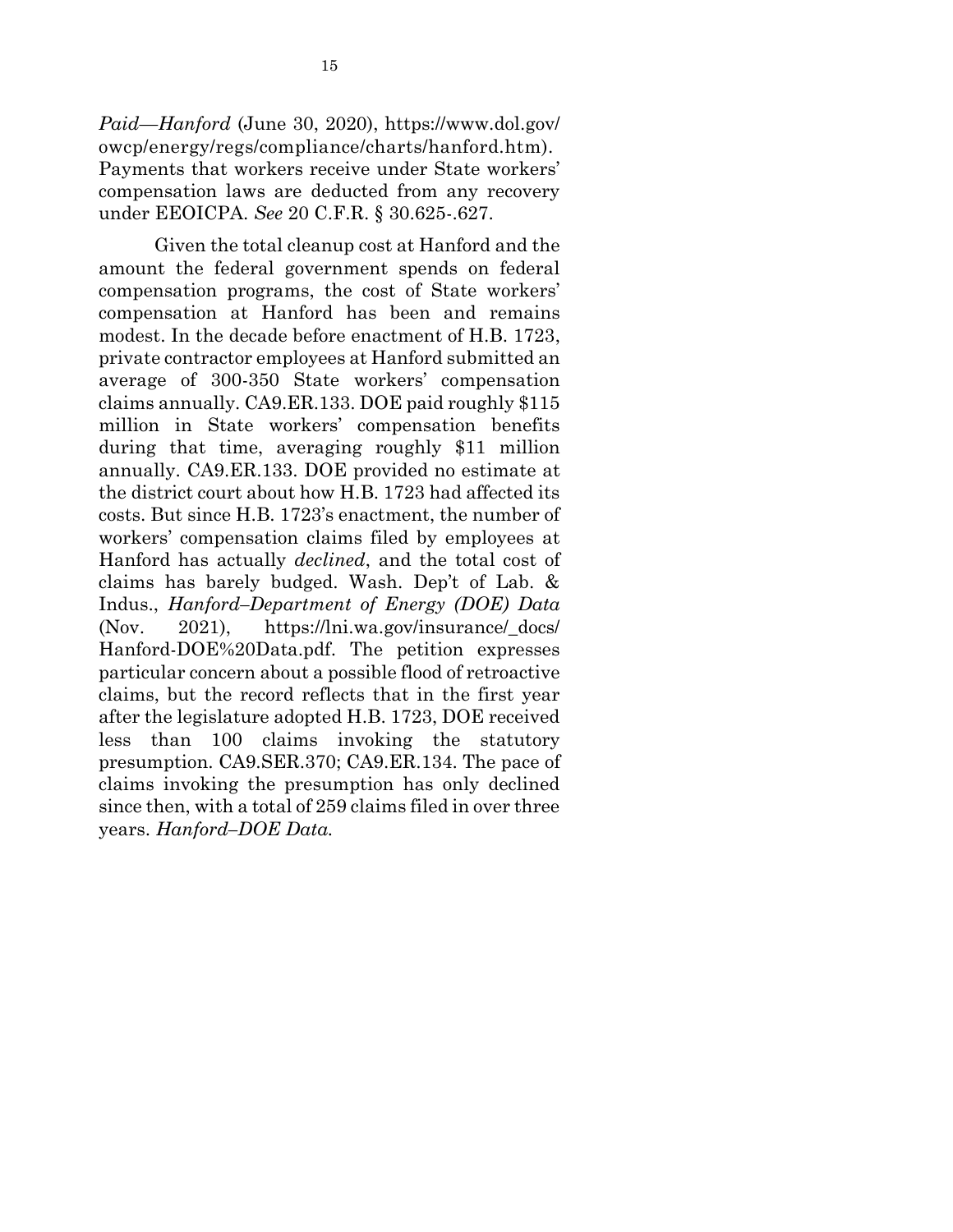*Paid—Hanford* (June 30, 2020), https://www.dol.gov/owcp/energy/regs/compliance/charts/hanford.htm). Payments that workers receive under State workers' compensation laws are deducted from any recovery under EEOICPA. *See* 20 C.F.R. § 30.625-.627.

Given the total cleanup cost at Hanford and the amount the federal government spends on federal compensation programs, the cost of State workers' compensation at Hanford has been and remains modest. In the decade before enactment of H.B. 1723, private contractor employees at Hanford submitted an average of 300-350 State workers' compensation claims annually. CA9.ER.133. DOE paid roughly $115 million in State workers' compensation benefits during that time, averaging roughly $11 million annually. CA9.ER.133. DOE provided no estimate at the district court about how H.B. 1723 had affected its costs. But since H.B. 1723's enactment, the number of workers' compensation claims filed by employees at Hanford has actually *declined*, and the total cost of claims has barely budged. Wash. Dep't of Lab. & Indus., *Hanford–Department of Energy (DOE) Data* (Nov. 2021), https://lni.wa.gov/insurance/_docs/Hanford-DOE%20Data.pdf. The petition expresses particular concern about a possible flood of retroactive claims, but the record reflects that in the first year after the legislature adopted H.B. 1723, DOE received less than 100 claims invoking the statutory presumption. CA9.SER.370; CA9.ER.134. The pace of claims invoking the presumption has only declined since then, with a total of 259 claims filed in over three years. *Hanford–DOE Data.*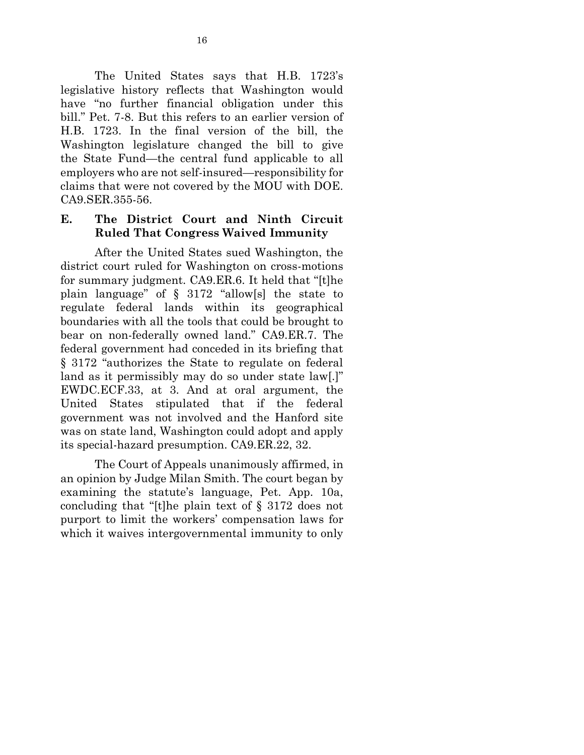The United States says that H.B. 1723's legislative history reflects that Washington would have "no further financial obligation under this bill." Pet. 7-8. But this refers to an earlier version of H.B. 1723. In the final version of the bill, the Washington legislature changed the bill to give the State Fund—the central fund applicable to all employers who are not self-insured—responsibility for claims that were not covered by the MOU with DOE. CA9.SER.355-56.

### E. The District Court and Ninth Circuit Ruled That Congress Waived Immunity

After the United States sued Washington, the district court ruled for Washington on cross-motions for summary judgment. CA9.ER.6. It held that "[t]he plain language" of § 3172 "allow[s] the state to regulate federal lands within its geographical boundaries with all the tools that could be brought to bear on non-federally owned land." CA9.ER.7. The federal government had conceded in its briefing that § 3172 "authorizes the State to regulate on federal land as it permissibly may do so under state law[.]" EWDC.ECF.33, at 3. And at oral argument, the United States stipulated that if the federal government was not involved and the Hanford site was on state land, Washington could adopt and apply its special-hazard presumption. CA9.ER.22, 32.

The Court of Appeals unanimously affirmed, in an opinion by Judge Milan Smith. The court began by examining the statute's language, Pet. App. 10a, concluding that "[t]he plain text of § 3172 does not purport to limit the workers' compensation laws for which it waives intergovernmental immunity to only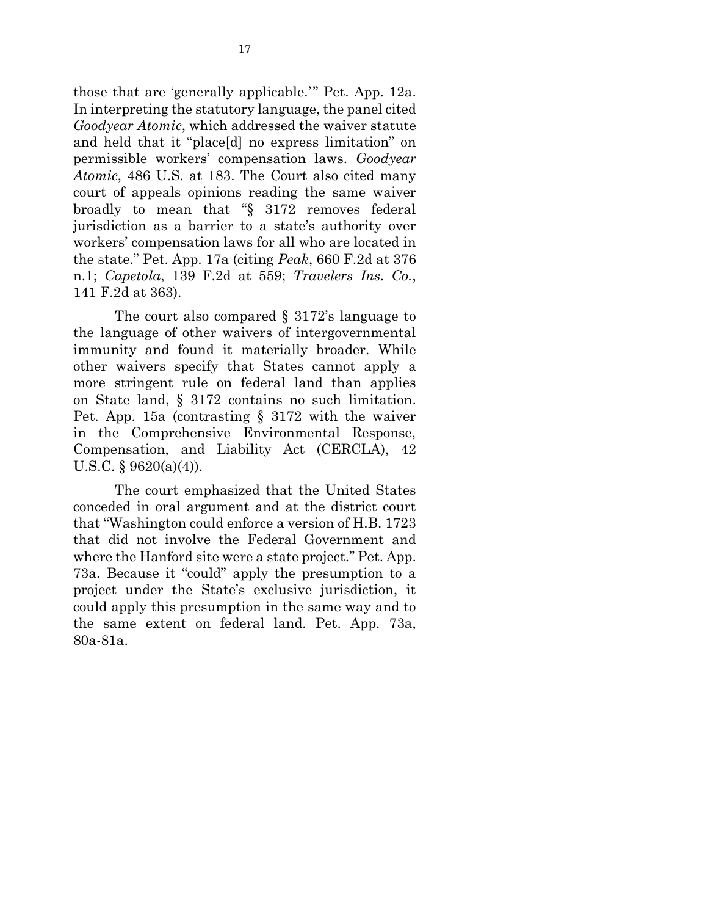those that are 'generally applicable.'" Pet. App. 12a. In interpreting the statutory language, the panel cited *Goodyear Atomic*, which addressed the waiver statute and held that it "place[d] no express limitation" on permissible workers' compensation laws. *Goodyear Atomic*, 486 U.S. at 183. The Court also cited many court of appeals opinions reading the same waiver broadly to mean that "§ 3172 removes federal jurisdiction as a barrier to a state's authority over workers' compensation laws for all who are located in the state." Pet. App. 17a (citing *Peak*, 660 F.2d at 376 n.1; *Capetola*, 139 F.2d at 559; *Travelers Ins. Co.*, 141 F.2d at 363).

The court also compared § 3172's language to the language of other waivers of intergovernmental immunity and found it materially broader. While other waivers specify that States cannot apply a more stringent rule on federal land than applies on State land, § 3172 contains no such limitation. Pet. App. 15a (contrasting § 3172 with the waiver in the Comprehensive Environmental Response, Compensation, and Liability Act (CERCLA), 42 U.S.C. § 9620(a)(4)).

The court emphasized that the United States conceded in oral argument and at the district court that "Washington could enforce a version of H.B. 1723 that did not involve the Federal Government and where the Hanford site were a state project." Pet. App. 73a. Because it "could" apply the presumption to a project under the State's exclusive jurisdiction, it could apply this presumption in the same way and to the same extent on federal land. Pet. App. 73a, 80a-81a.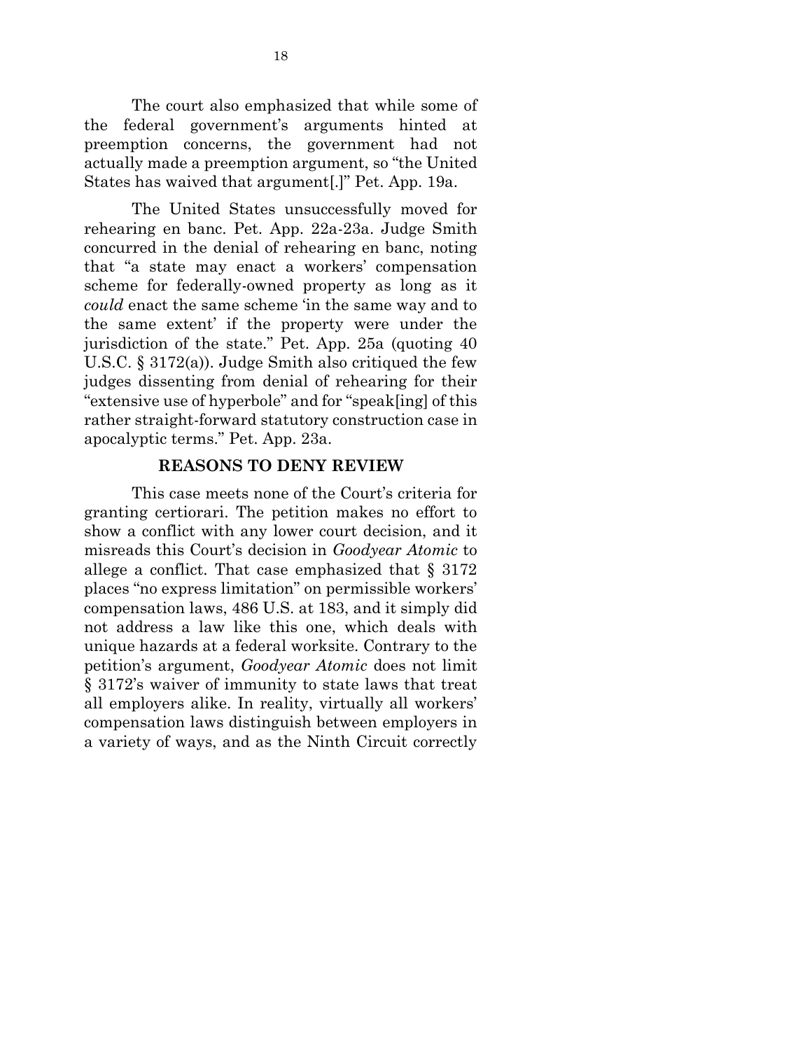The court also emphasized that while some of the federal government's arguments hinted at preemption concerns, the government had not actually made a preemption argument, so "the United States has waived that argument[.]" Pet. App. 19a.

The United States unsuccessfully moved for rehearing en banc. Pet. App. 22a-23a. Judge Smith concurred in the denial of rehearing en banc, noting that "a state may enact a workers' compensation scheme for federally-owned property as long as it *could* enact the same scheme 'in the same way and to the same extent' if the property were under the jurisdiction of the state." Pet. App. 25a (quoting 40 U.S.C. § 3172(a)). Judge Smith also critiqued the few judges dissenting from denial of rehearing for their "extensive use of hyperbole" and for "speak[ing] of this rather straight-forward statutory construction case in apocalyptic terms." Pet. App. 23a.

## REASONS TO DENY REVIEW

This case meets none of the Court's criteria for granting certiorari. The petition makes no effort to show a conflict with any lower court decision, and it misreads this Court's decision in *Goodyear Atomic* to allege a conflict. That case emphasized that § 3172 places "no express limitation" on permissible workers' compensation laws, 486 U.S. at 183, and it simply did not address a law like this one, which deals with unique hazards at a federal worksite. Contrary to the petition's argument, *Goodyear Atomic* does not limit § 3172's waiver of immunity to state laws that treat all employers alike. In reality, virtually all workers' compensation laws distinguish between employers in a variety of ways, and as the Ninth Circuit correctly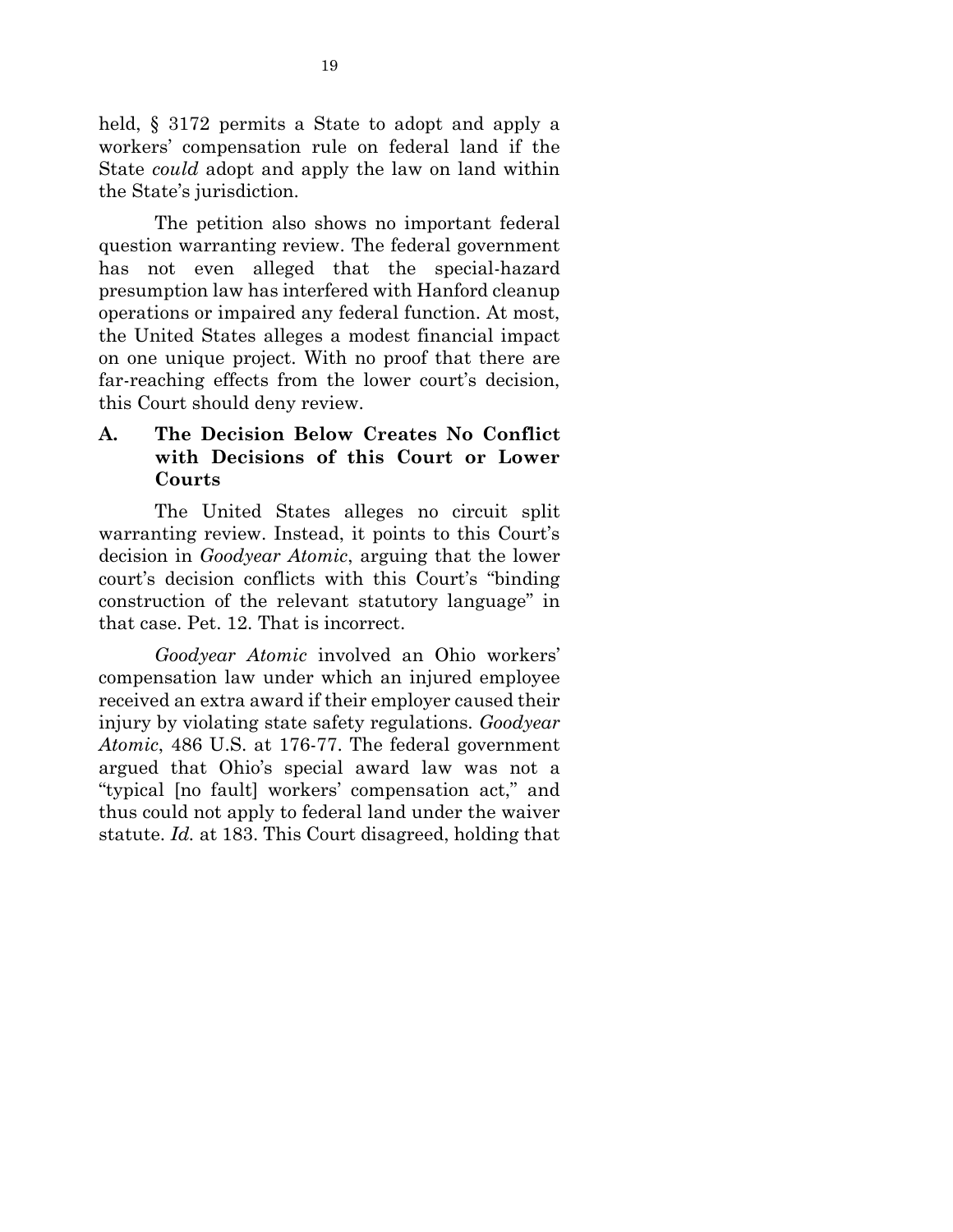held, § 3172 permits a State to adopt and apply a workers' compensation rule on federal land if the State *could* adopt and apply the law on land within the State's jurisdiction.

The petition also shows no important federal question warranting review. The federal government has not even alleged that the special-hazard presumption law has interfered with Hanford cleanup operations or impaired any federal function. At most, the United States alleges a modest financial impact on one unique project. With no proof that there are far-reaching effects from the lower court's decision, this Court should deny review.

### A. The Decision Below Creates No Conflict with Decisions of this Court or Lower Courts

The United States alleges no circuit split warranting review. Instead, it points to this Court's decision in *Goodyear Atomic*, arguing that the lower court's decision conflicts with this Court's "binding construction of the relevant statutory language" in that case. Pet. 12. That is incorrect.

*Goodyear Atomic* involved an Ohio workers' compensation law under which an injured employee received an extra award if their employer caused their injury by violating state safety regulations. *Goodyear Atomic*, 486 U.S. at 176-77. The federal government argued that Ohio's special award law was not a "typical [no fault] workers' compensation act," and thus could not apply to federal land under the waiver statute. *Id.* at 183. This Court disagreed, holding that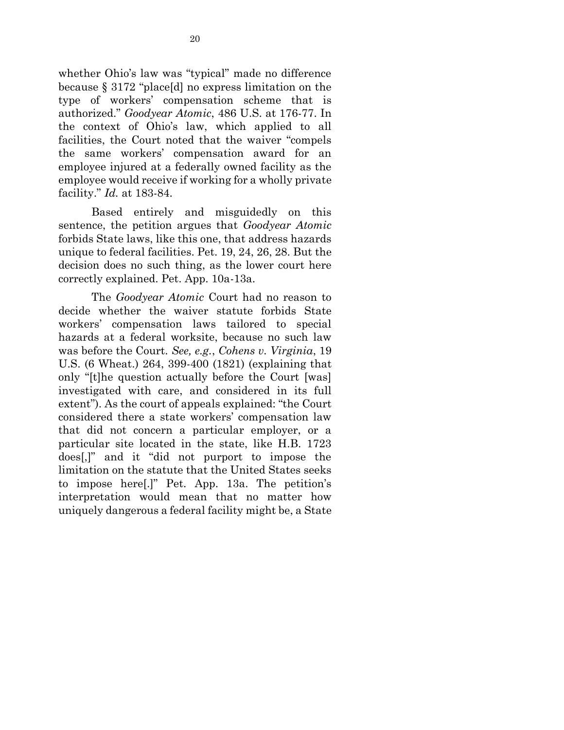whether Ohio's law was "typical" made no difference because § 3172 "place[d] no express limitation on the type of workers' compensation scheme that is authorized." *Goodyear Atomic*, 486 U.S. at 176-77. In the context of Ohio's law, which applied to all facilities, the Court noted that the waiver "compels the same workers' compensation award for an employee injured at a federally owned facility as the employee would receive if working for a wholly private facility." *Id.* at 183-84.

Based entirely and misguidedly on this sentence, the petition argues that *Goodyear Atomic* forbids State laws, like this one, that address hazards unique to federal facilities. Pet. 19, 24, 26, 28. But the decision does no such thing, as the lower court here correctly explained. Pet. App. 10a-13a.

The *Goodyear Atomic* Court had no reason to decide whether the waiver statute forbids State workers' compensation laws tailored to special hazards at a federal worksite, because no such law was before the Court. *See, e.g.*, *Cohens v. Virginia*, 19 U.S. (6 Wheat.) 264, 399-400 (1821) (explaining that only "[t]he question actually before the Court [was] investigated with care, and considered in its full extent"). As the court of appeals explained: "the Court considered there a state workers' compensation law that did not concern a particular employer, or a particular site located in the state, like H.B. 1723 does[,]" and it "did not purport to impose the limitation on the statute that the United States seeks to impose here[.]" Pet. App. 13a. The petition's interpretation would mean that no matter how uniquely dangerous a federal facility might be, a State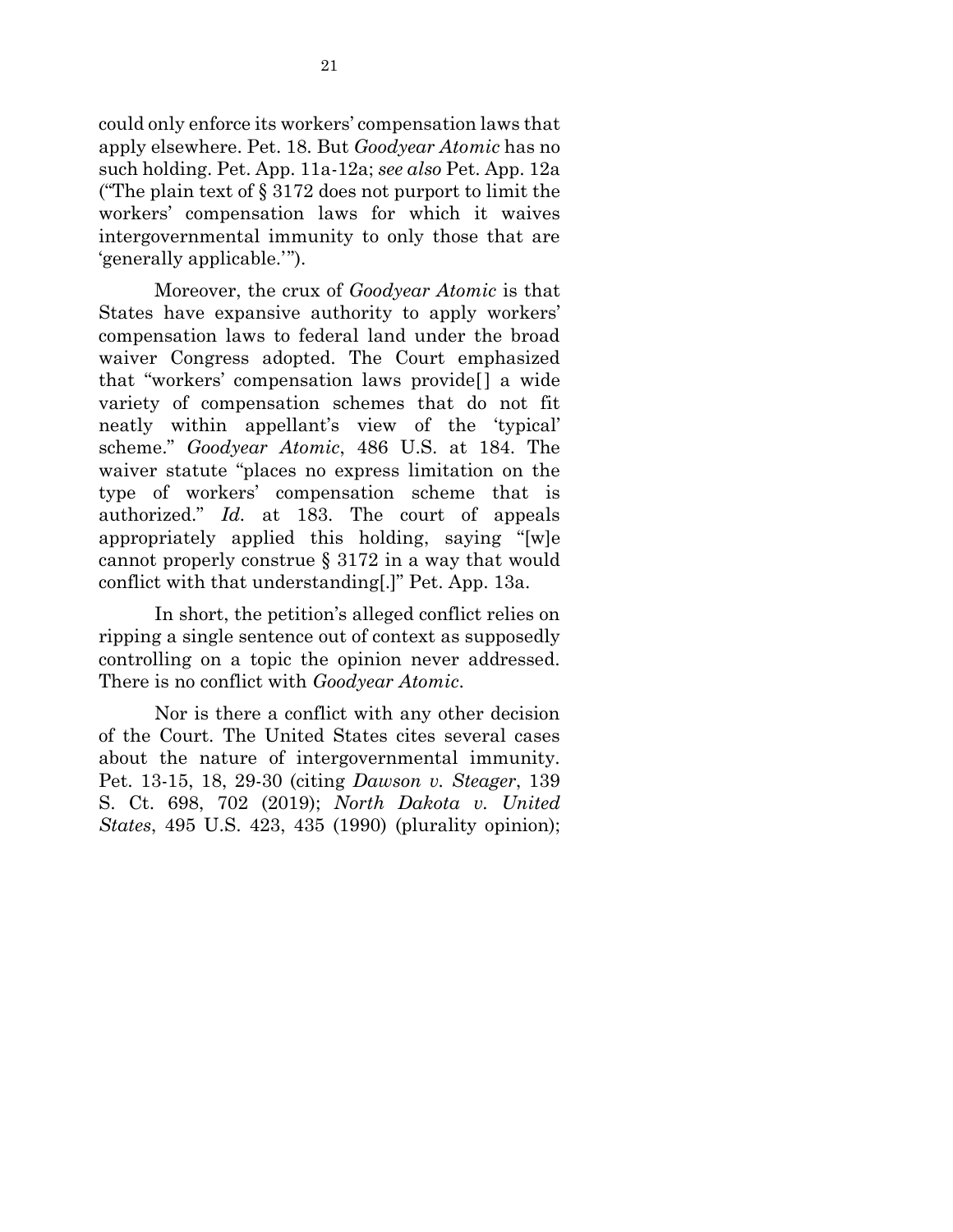could only enforce its workers' compensation laws that apply elsewhere. Pet. 18. But *Goodyear Atomic* has no such holding. Pet. App. 11a-12a; *see also* Pet. App. 12a ("The plain text of § 3172 does not purport to limit the workers' compensation laws for which it waives intergovernmental immunity to only those that are 'generally applicable.'").

Moreover, the crux of *Goodyear Atomic* is that States have expansive authority to apply workers' compensation laws to federal land under the broad waiver Congress adopted. The Court emphasized that "workers' compensation laws provide[] a wide variety of compensation schemes that do not fit neatly within appellant's view of the 'typical' scheme." *Goodyear Atomic*, 486 U.S. at 184. The waiver statute "places no express limitation on the type of workers' compensation scheme that is authorized." *Id.* at 183. The court of appeals appropriately applied this holding, saying "[w]e cannot properly construe § 3172 in a way that would conflict with that understanding[.]" Pet. App. 13a.

In short, the petition's alleged conflict relies on ripping a single sentence out of context as supposedly controlling on a topic the opinion never addressed. There is no conflict with *Goodyear Atomic*.

Nor is there a conflict with any other decision of the Court. The United States cites several cases about the nature of intergovernmental immunity. Pet. 13-15, 18, 29-30 (citing *Dawson v. Steager*, 139 S. Ct. 698, 702 (2019); *North Dakota v. United States*, 495 U.S. 423, 435 (1990) (plurality opinion);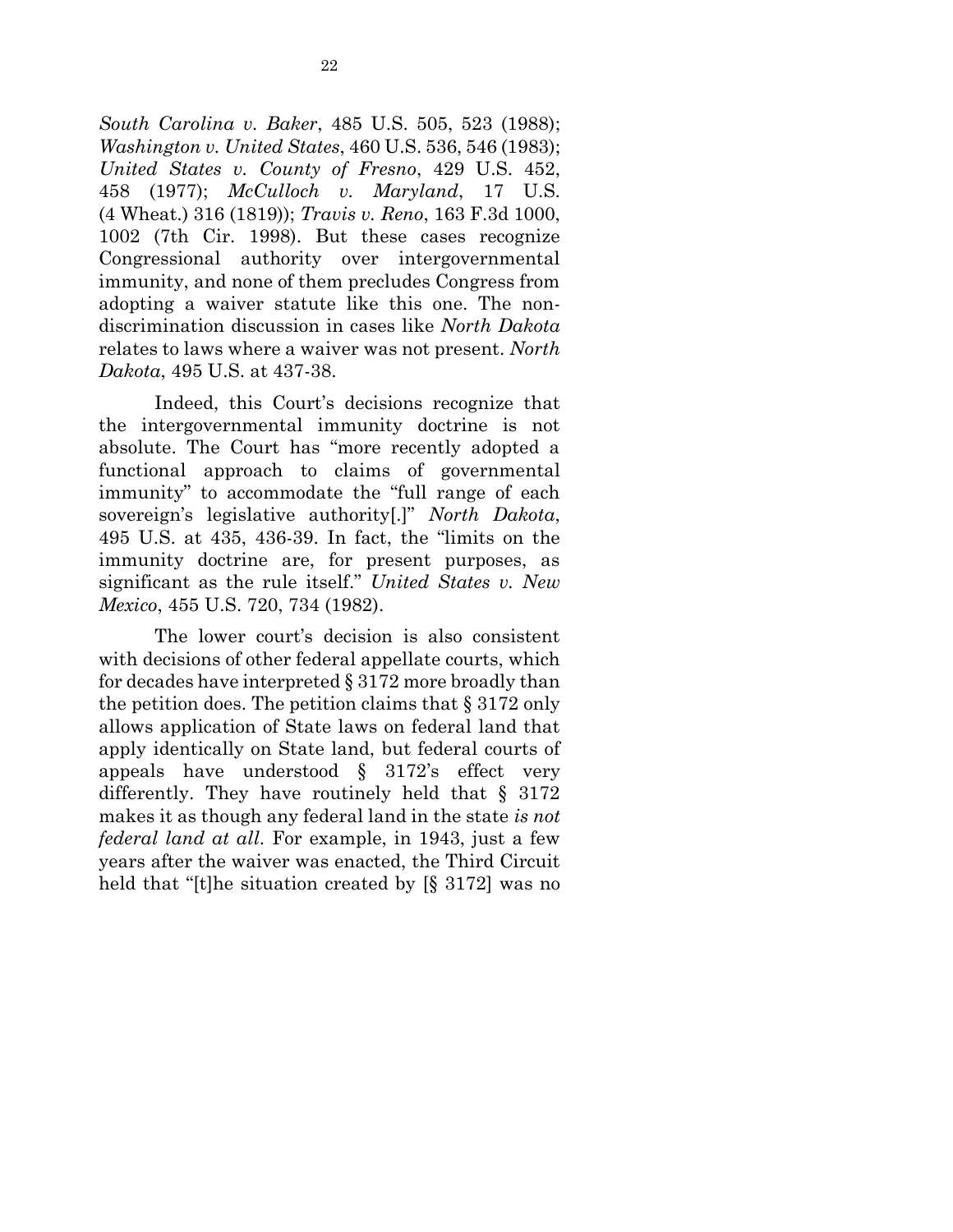*South Carolina v. Baker*, 485 U.S. 505, 523 (1988); *Washington v. United States*, 460 U.S. 536, 546 (1983); *United States v. County of Fresno*, 429 U.S. 452, 458 (1977); *McCulloch v. Maryland*, 17 U.S. (4 Wheat.) 316 (1819)); *Travis v. Reno*, 163 F.3d 1000, 1002 (7th Cir. 1998). But these cases recognize Congressional authority over intergovernmental immunity, and none of them precludes Congress from adopting a waiver statute like this one. The non-discrimination discussion in cases like *North Dakota* relates to laws where a waiver was not present. *North Dakota*, 495 U.S. at 437-38.

Indeed, this Court's decisions recognize that the intergovernmental immunity doctrine is not absolute. The Court has "more recently adopted a functional approach to claims of governmental immunity" to accommodate the "full range of each sovereign's legislative authority[.]" *North Dakota*, 495 U.S. at 435, 436-39. In fact, the "limits on the immunity doctrine are, for present purposes, as significant as the rule itself." *United States v. New Mexico*, 455 U.S. 720, 734 (1982).

The lower court's decision is also consistent with decisions of other federal appellate courts, which for decades have interpreted § 3172 more broadly than the petition does. The petition claims that § 3172 only allows application of State laws on federal land that apply identically on State land, but federal courts of appeals have understood § 3172's effect very differently. They have routinely held that § 3172 makes it as though any federal land in the state *is not federal land at all*. For example, in 1943, just a few years after the waiver was enacted, the Third Circuit held that "[t]he situation created by [§ 3172] was no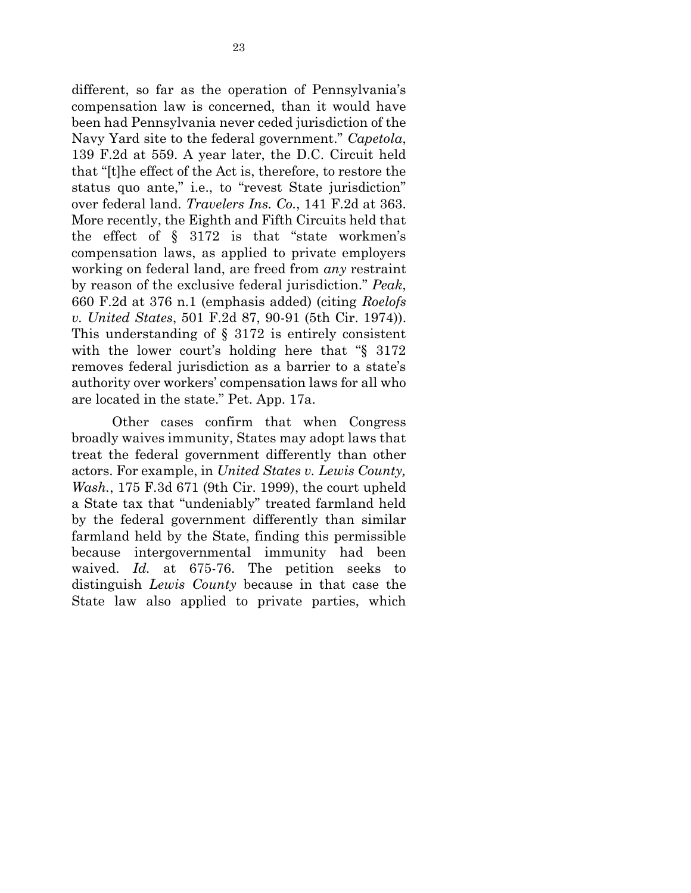different, so far as the operation of Pennsylvania's compensation law is concerned, than it would have been had Pennsylvania never ceded jurisdiction of the Navy Yard site to the federal government." *Capetola*, 139 F.2d at 559. A year later, the D.C. Circuit held that "[t]he effect of the Act is, therefore, to restore the status quo ante," i.e., to "revest State jurisdiction" over federal land. *Travelers Ins. Co.*, 141 F.2d at 363. More recently, the Eighth and Fifth Circuits held that the effect of § 3172 is that "state workmen's compensation laws, as applied to private employers working on federal land, are freed from *any* restraint by reason of the exclusive federal jurisdiction." *Peak*, 660 F.2d at 376 n.1 (emphasis added) (citing *Roelofs v. United States*, 501 F.2d 87, 90-91 (5th Cir. 1974)). This understanding of § 3172 is entirely consistent with the lower court's holding here that "§ 3172 removes federal jurisdiction as a barrier to a state's authority over workers' compensation laws for all who are located in the state." Pet. App. 17a.

Other cases confirm that when Congress broadly waives immunity, States may adopt laws that treat the federal government differently than other actors. For example, in *United States v. Lewis County, Wash.*, 175 F.3d 671 (9th Cir. 1999), the court upheld a State tax that "undeniably" treated farmland held by the federal government differently than similar farmland held by the State, finding this permissible because intergovernmental immunity had been waived. *Id.* at 675-76. The petition seeks to distinguish *Lewis County* because in that case the State law also applied to private parties, which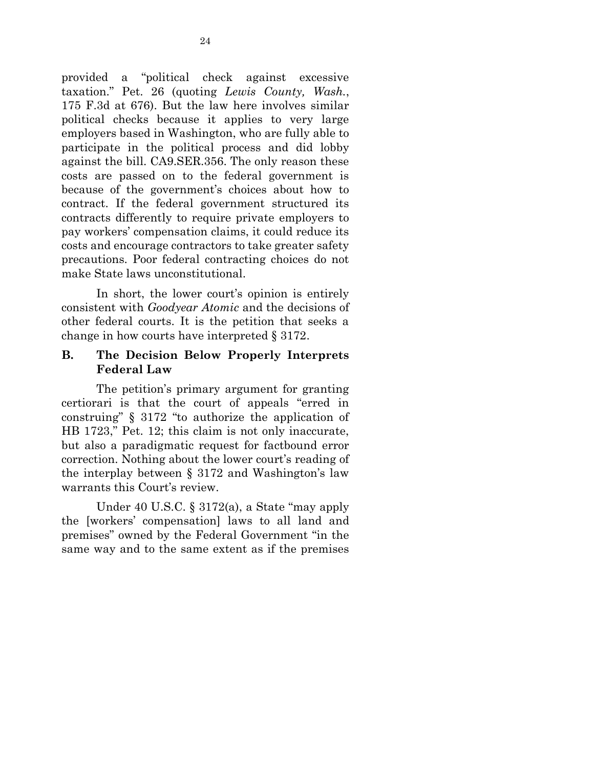provided a "political check against excessive taxation." Pet. 26 (quoting *Lewis County, Wash.*, 175 F.3d at 676). But the law here involves similar political checks because it applies to very large employers based in Washington, who are fully able to participate in the political process and did lobby against the bill. CA9.SER.356. The only reason these costs are passed on to the federal government is because of the government's choices about how to contract. If the federal government structured its contracts differently to require private employers to pay workers' compensation claims, it could reduce its costs and encourage contractors to take greater safety precautions. Poor federal contracting choices do not make State laws unconstitutional.

In short, the lower court's opinion is entirely consistent with *Goodyear Atomic* and the decisions of other federal courts. It is the petition that seeks a change in how courts have interpreted § 3172.

## B. The Decision Below Properly Interprets Federal Law

The petition's primary argument for granting certiorari is that the court of appeals "erred in construing" § 3172 "to authorize the application of HB 1723," Pet. 12; this claim is not only inaccurate, but also a paradigmatic request for factbound error correction. Nothing about the lower court's reading of the interplay between § 3172 and Washington's law warrants this Court's review.

Under 40 U.S.C. § 3172(a), a State "may apply the [workers' compensation] laws to all land and premises" owned by the Federal Government "in the same way and to the same extent as if the premises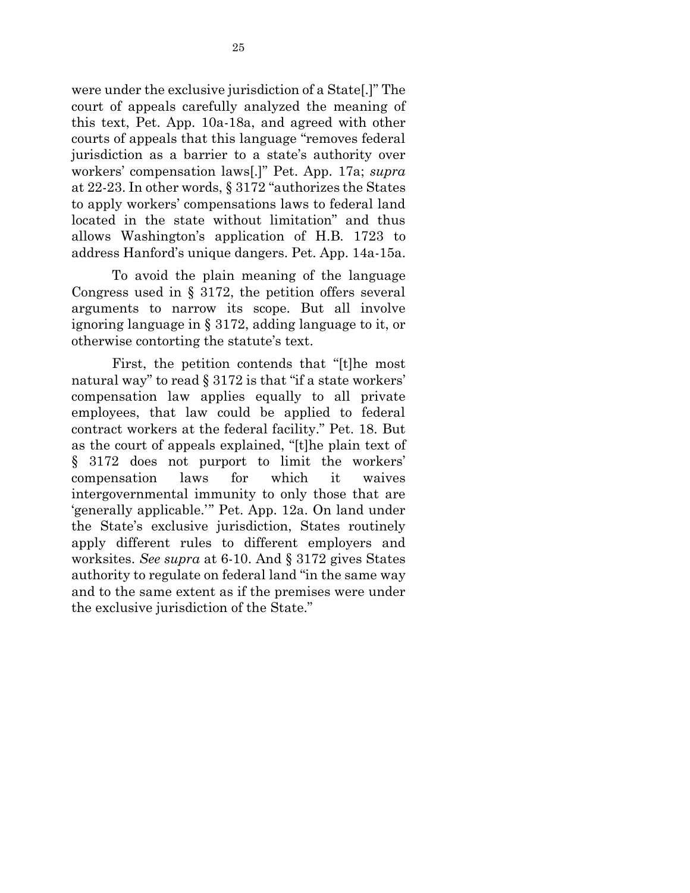were under the exclusive jurisdiction of a State[.]" The court of appeals carefully analyzed the meaning of this text, Pet. App. 10a-18a, and agreed with other courts of appeals that this language "removes federal jurisdiction as a barrier to a state's authority over workers' compensation laws[.]" Pet. App. 17a; *supra* at 22-23. In other words, § 3172 "authorizes the States to apply workers' compensations laws to federal land located in the state without limitation" and thus allows Washington's application of H.B. 1723 to address Hanford's unique dangers. Pet. App. 14a-15a.

To avoid the plain meaning of the language Congress used in § 3172, the petition offers several arguments to narrow its scope. But all involve ignoring language in § 3172, adding language to it, or otherwise contorting the statute's text.

First, the petition contends that "[t]he most natural way" to read § 3172 is that "if a state workers' compensation law applies equally to all private employees, that law could be applied to federal contract workers at the federal facility." Pet. 18. But as the court of appeals explained, "[t]he plain text of § 3172 does not purport to limit the workers' compensation laws for which it waives intergovernmental immunity to only those that are 'generally applicable.'" Pet. App. 12a. On land under the State's exclusive jurisdiction, States routinely apply different rules to different employers and worksites. *See supra* at 6-10. And § 3172 gives States authority to regulate on federal land "in the same way and to the same extent as if the premises were under the exclusive jurisdiction of the State."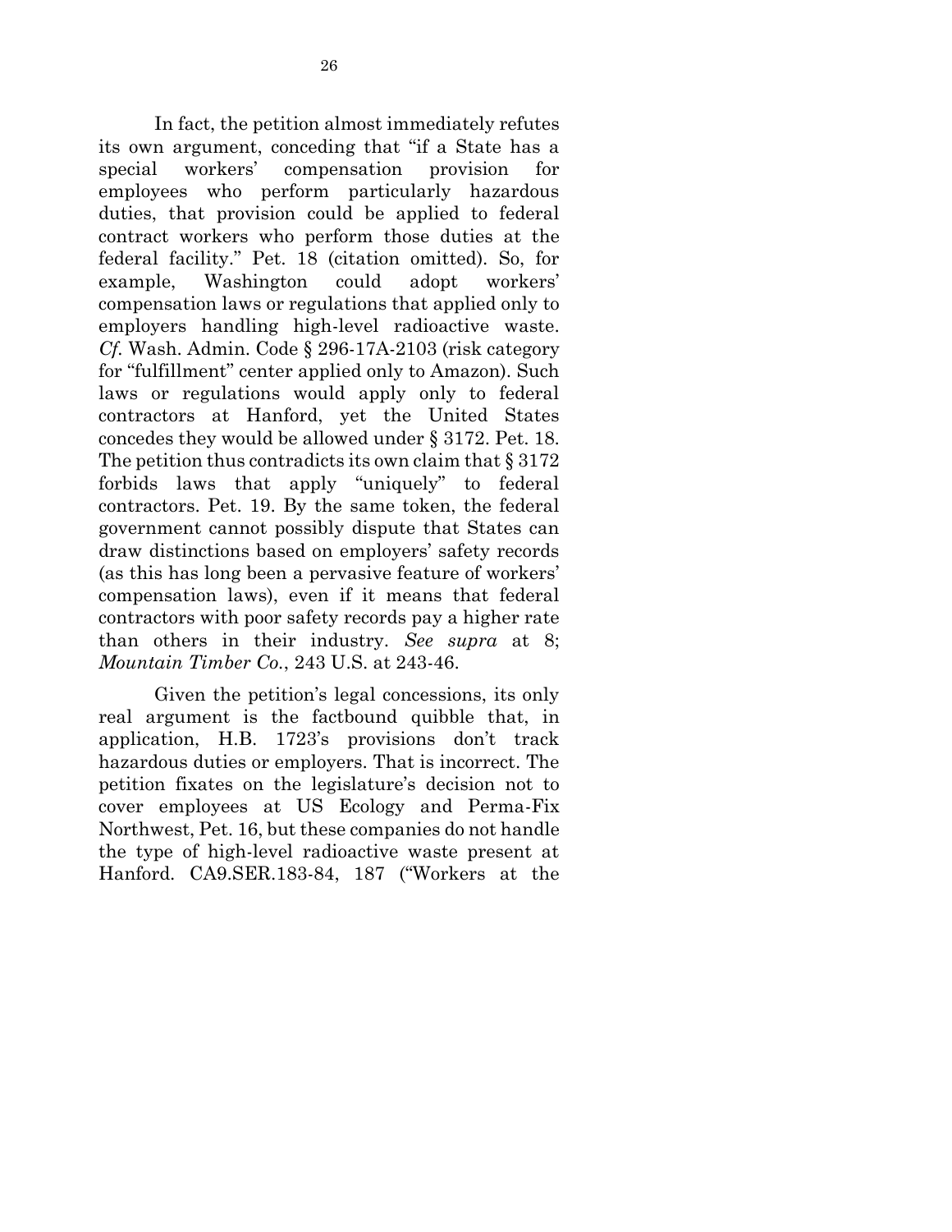In fact, the petition almost immediately refutes its own argument, conceding that "if a State has a special workers' compensation provision for employees who perform particularly hazardous duties, that provision could be applied to federal contract workers who perform those duties at the federal facility." Pet. 18 (citation omitted). So, for example, Washington could adopt workers' compensation laws or regulations that applied only to employers handling high-level radioactive waste. *Cf.* Wash. Admin. Code § 296-17A-2103 (risk category for "fulfillment" center applied only to Amazon). Such laws or regulations would apply only to federal contractors at Hanford, yet the United States concedes they would be allowed under § 3172. Pet. 18. The petition thus contradicts its own claim that § 3172 forbids laws that apply "uniquely" to federal contractors. Pet. 19. By the same token, the federal government cannot possibly dispute that States can draw distinctions based on employers' safety records (as this has long been a pervasive feature of workers' compensation laws), even if it means that federal contractors with poor safety records pay a higher rate than others in their industry. *See supra* at 8; *Mountain Timber Co.*, 243 U.S. at 243-46.

Given the petition's legal concessions, its only real argument is the factbound quibble that, in application, H.B. 1723's provisions don't track hazardous duties or employers. That is incorrect. The petition fixates on the legislature's decision not to cover employees at US Ecology and Perma-Fix Northwest, Pet. 16, but these companies do not handle the type of high-level radioactive waste present at Hanford. CA9.SER.183-84, 187 ("Workers at the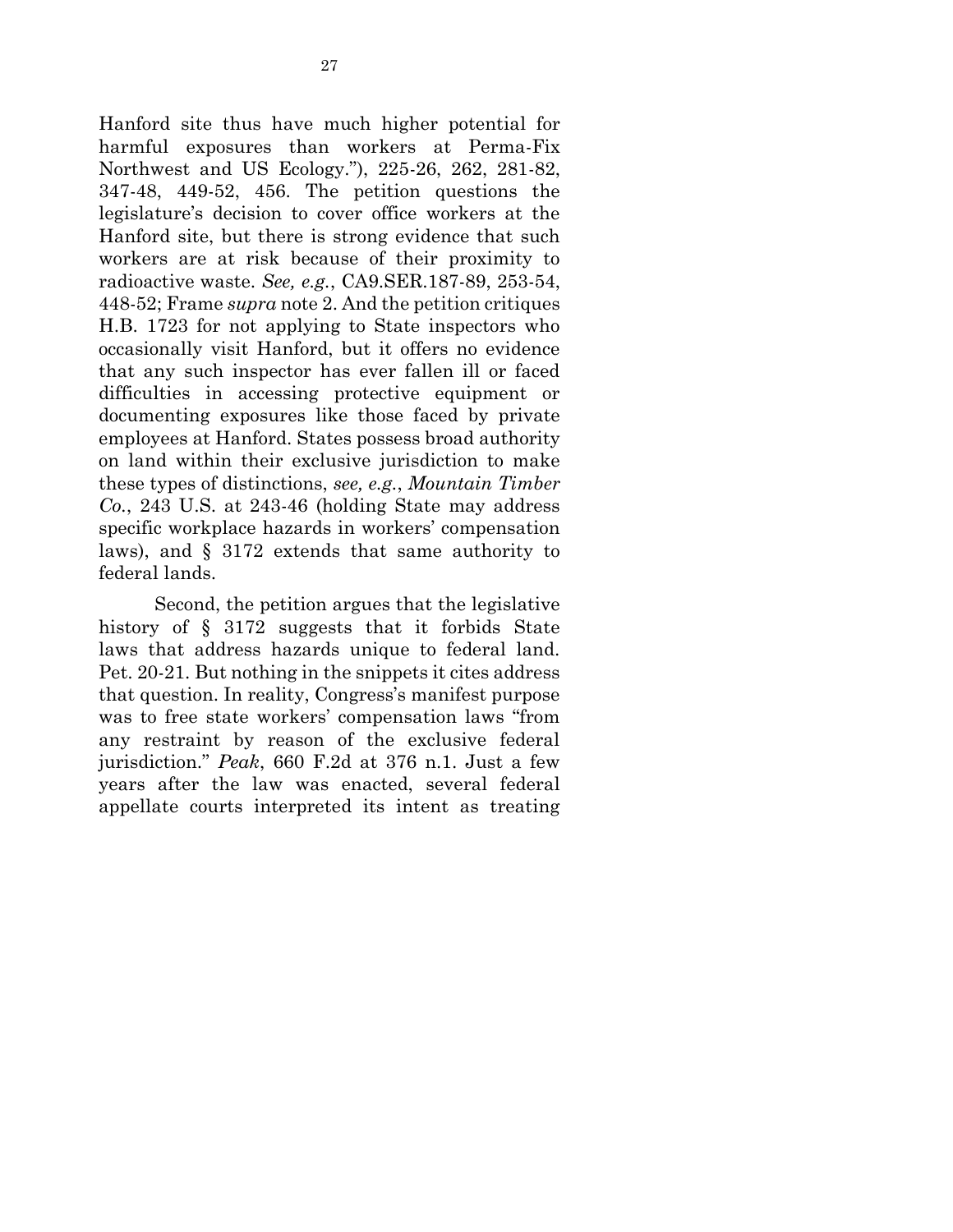Hanford site thus have much higher potential for harmful exposures than workers at Perma-Fix Northwest and US Ecology."), 225-26, 262, 281-82, 347-48, 449-52, 456. The petition questions the legislature's decision to cover office workers at the Hanford site, but there is strong evidence that such workers are at risk because of their proximity to radioactive waste. *See, e.g.*, CA9.SER.187-89, 253-54, 448-52; Frame *supra* note 2. And the petition critiques H.B. 1723 for not applying to State inspectors who occasionally visit Hanford, but it offers no evidence that any such inspector has ever fallen ill or faced difficulties in accessing protective equipment or documenting exposures like those faced by private employees at Hanford. States possess broad authority on land within their exclusive jurisdiction to make these types of distinctions, *see, e.g.*, *Mountain Timber Co.*, 243 U.S. at 243-46 (holding State may address specific workplace hazards in workers' compensation laws), and § 3172 extends that same authority to federal lands.

Second, the petition argues that the legislative history of § 3172 suggests that it forbids State laws that address hazards unique to federal land. Pet. 20-21. But nothing in the snippets it cites address that question. In reality, Congress's manifest purpose was to free state workers' compensation laws "from any restraint by reason of the exclusive federal jurisdiction." *Peak*, 660 F.2d at 376 n.1. Just a few years after the law was enacted, several federal appellate courts interpreted its intent as treating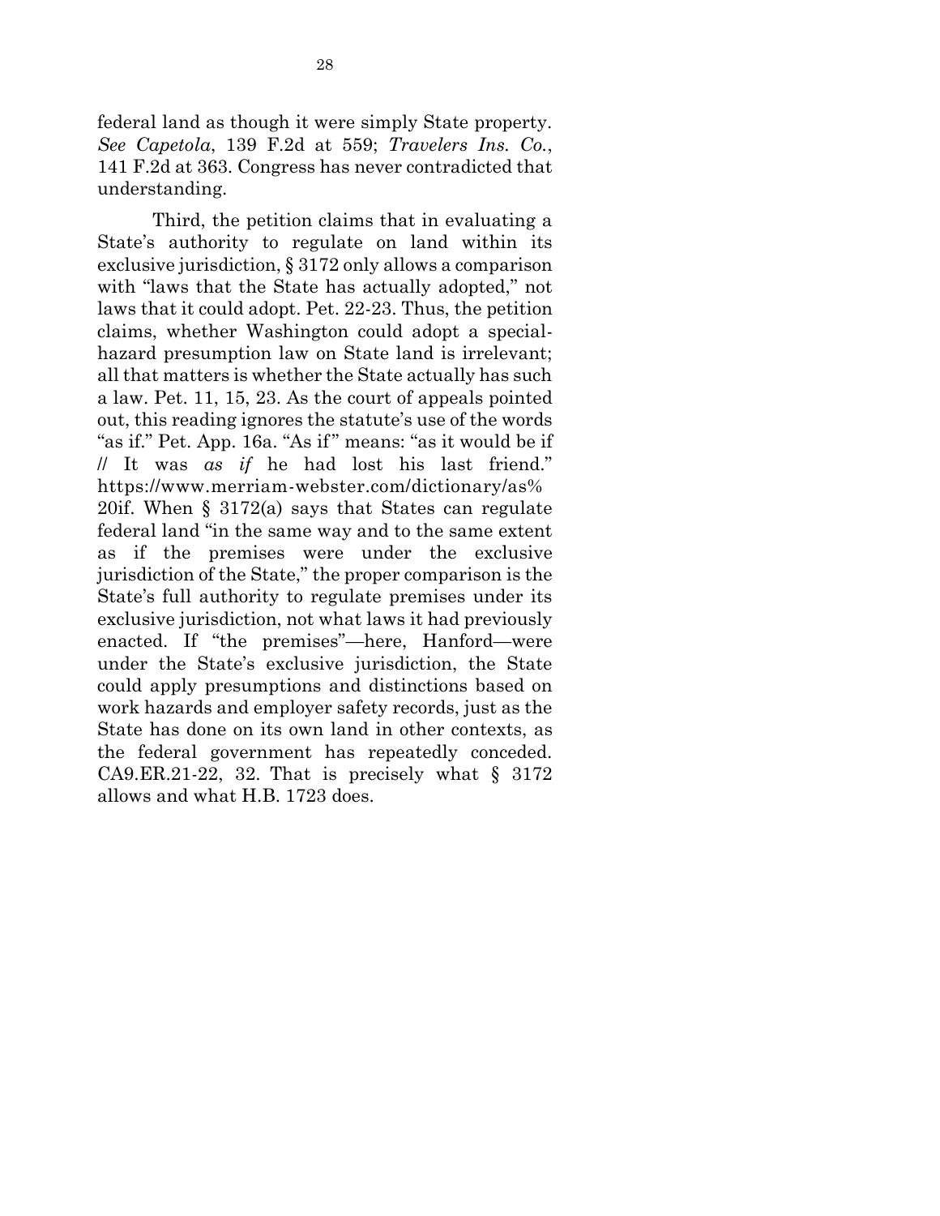federal land as though it were simply State property. *See Capetola*, 139 F.2d at 559; *Travelers Ins. Co.*, 141 F.2d at 363. Congress has never contradicted that understanding.

Third, the petition claims that in evaluating a State's authority to regulate on land within its exclusive jurisdiction, § 3172 only allows a comparison with "laws that the State has actually adopted," not laws that it could adopt. Pet. 22-23. Thus, the petition claims, whether Washington could adopt a special-hazard presumption law on State land is irrelevant; all that matters is whether the State actually has such a law. Pet. 11, 15, 23. As the court of appeals pointed out, this reading ignores the statute's use of the words "as if." Pet. App. 16a. "As if" means: "as it would be if // It was *as if* he had lost his last friend." https://www.merriam-webster.com/dictionary/as%20if. When § 3172(a) says that States can regulate federal land "in the same way and to the same extent as if the premises were under the exclusive jurisdiction of the State," the proper comparison is the State's full authority to regulate premises under its exclusive jurisdiction, not what laws it had previously enacted. If "the premises"—here, Hanford—were under the State's exclusive jurisdiction, the State could apply presumptions and distinctions based on work hazards and employer safety records, just as the State has done on its own land in other contexts, as the federal government has repeatedly conceded. CA9.ER.21-22, 32. That is precisely what § 3172 allows and what H.B. 1723 does.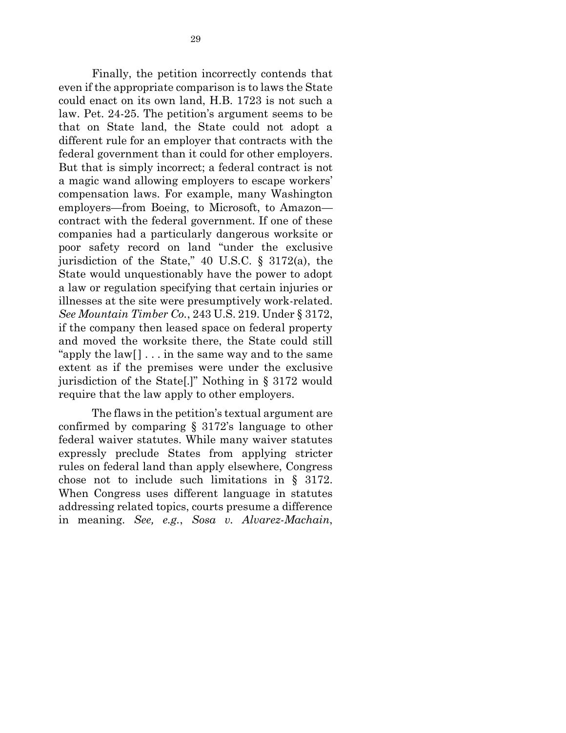Finally, the petition incorrectly contends that even if the appropriate comparison is to laws the State could enact on its own land, H.B. 1723 is not such a law. Pet. 24-25. The petition's argument seems to be that on State land, the State could not adopt a different rule for an employer that contracts with the federal government than it could for other employers. But that is simply incorrect; a federal contract is not a magic wand allowing employers to escape workers' compensation laws. For example, many Washington employers—from Boeing, to Microsoft, to Amazon—contract with the federal government. If one of these companies had a particularly dangerous worksite or poor safety record on land "under the exclusive jurisdiction of the State," 40 U.S.C. § 3172(a), the State would unquestionably have the power to adopt a law or regulation specifying that certain injuries or illnesses at the site were presumptively work-related. *See Mountain Timber Co.*, 243 U.S. 219. Under § 3172, if the company then leased space on federal property and moved the worksite there, the State could still "apply the law[] . . . in the same way and to the same extent as if the premises were under the exclusive jurisdiction of the State[.]" Nothing in § 3172 would require that the law apply to other employers.

The flaws in the petition's textual argument are confirmed by comparing § 3172's language to other federal waiver statutes. While many waiver statutes expressly preclude States from applying stricter rules on federal land than apply elsewhere, Congress chose not to include such limitations in § 3172. When Congress uses different language in statutes addressing related topics, courts presume a difference in meaning. *See, e.g.*, *Sosa v. Alvarez-Machain*,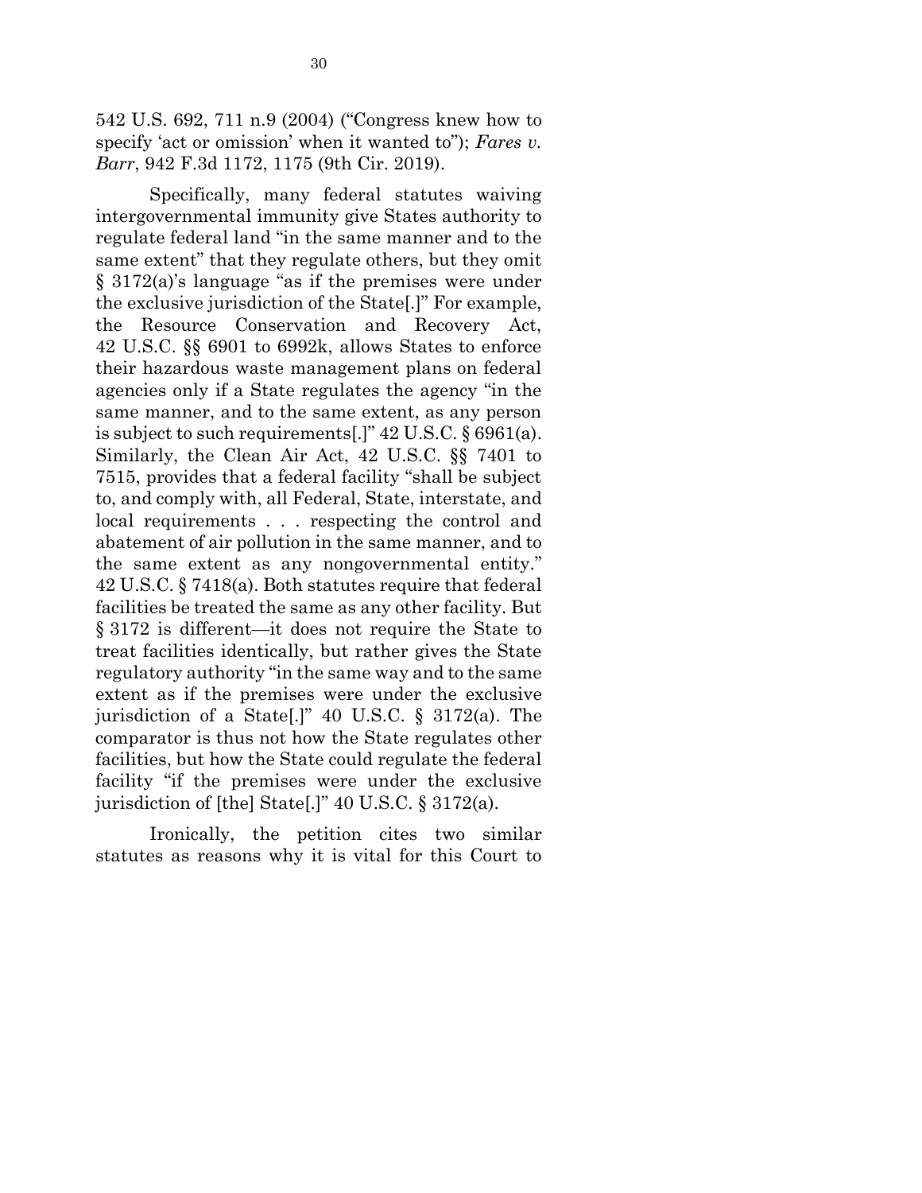542 U.S. 692, 711 n.9 (2004) ("Congress knew how to specify 'act or omission' when it wanted to"); *Fares v. Barr*, 942 F.3d 1172, 1175 (9th Cir. 2019).

Specifically, many federal statutes waiving intergovernmental immunity give States authority to regulate federal land "in the same manner and to the same extent" that they regulate others, but they omit § 3172(a)'s language "as if the premises were under the exclusive jurisdiction of the State[.]" For example, the Resource Conservation and Recovery Act, 42 U.S.C. §§ 6901 to 6992k, allows States to enforce their hazardous waste management plans on federal agencies only if a State regulates the agency "in the same manner, and to the same extent, as any person is subject to such requirements[.]" 42 U.S.C. § 6961(a). Similarly, the Clean Air Act, 42 U.S.C. §§ 7401 to 7515, provides that a federal facility "shall be subject to, and comply with, all Federal, State, interstate, and local requirements . . . respecting the control and abatement of air pollution in the same manner, and to the same extent as any nongovernmental entity." 42 U.S.C. § 7418(a). Both statutes require that federal facilities be treated the same as any other facility. But § 3172 is different—it does not require the State to treat facilities identically, but rather gives the State regulatory authority "in the same way and to the same extent as if the premises were under the exclusive jurisdiction of a State[.]" 40 U.S.C. § 3172(a). The comparator is thus not how the State regulates other facilities, but how the State could regulate the federal facility "if the premises were under the exclusive jurisdiction of [the] State[.]" 40 U.S.C. § 3172(a).

Ironically, the petition cites two similar statutes as reasons why it is vital for this Court to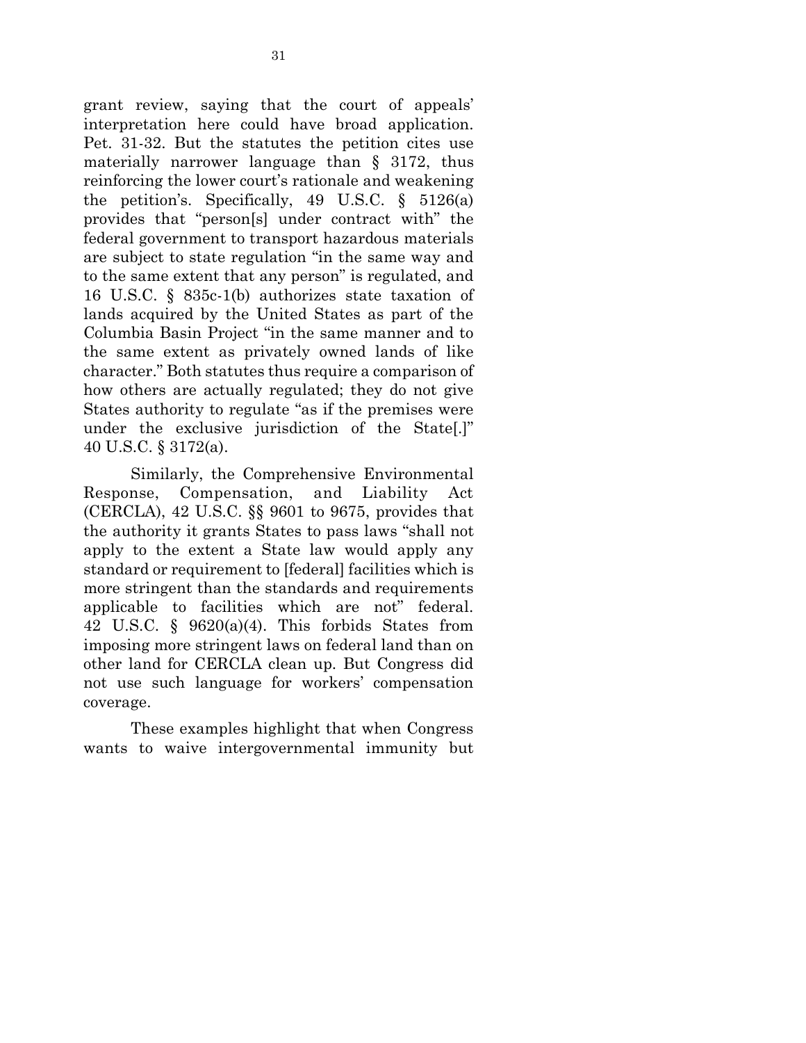grant review, saying that the court of appeals' interpretation here could have broad application. Pet. 31-32. But the statutes the petition cites use materially narrower language than § 3172, thus reinforcing the lower court's rationale and weakening the petition's. Specifically, 49 U.S.C. § 5126(a) provides that "person[s] under contract with" the federal government to transport hazardous materials are subject to state regulation "in the same way and to the same extent that any person" is regulated, and 16 U.S.C. § 835c-1(b) authorizes state taxation of lands acquired by the United States as part of the Columbia Basin Project "in the same manner and to the same extent as privately owned lands of like character." Both statutes thus require a comparison of how others are actually regulated; they do not give States authority to regulate "as if the premises were under the exclusive jurisdiction of the State[.]" 40 U.S.C. § 3172(a).

Similarly, the Comprehensive Environmental Response, Compensation, and Liability Act (CERCLA), 42 U.S.C. §§ 9601 to 9675, provides that the authority it grants States to pass laws "shall not apply to the extent a State law would apply any standard or requirement to [federal] facilities which is more stringent than the standards and requirements applicable to facilities which are not" federal. 42 U.S.C. § 9620(a)(4). This forbids States from imposing more stringent laws on federal land than on other land for CERCLA clean up. But Congress did not use such language for workers' compensation coverage.

These examples highlight that when Congress wants to waive intergovernmental immunity but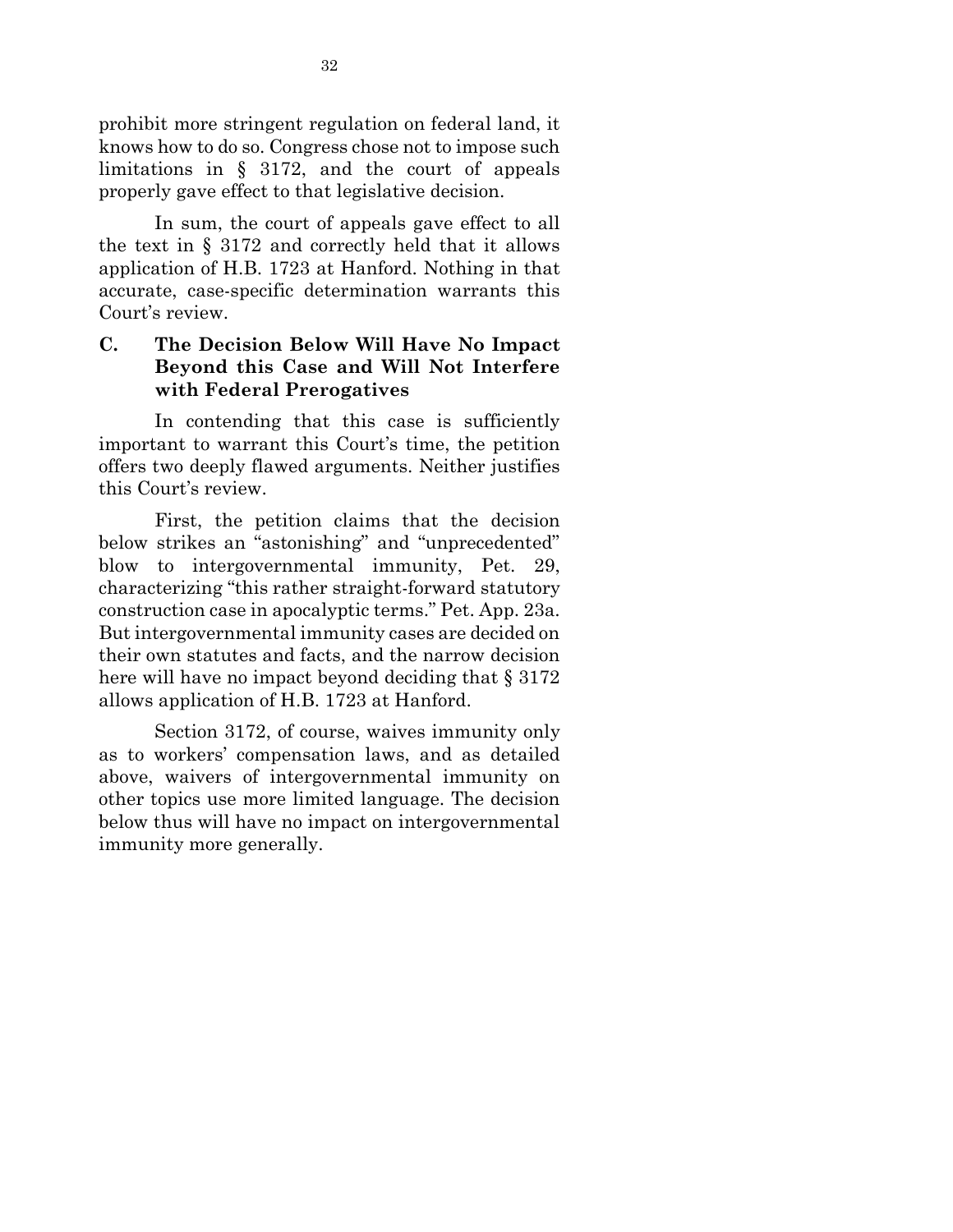prohibit more stringent regulation on federal land, it knows how to do so. Congress chose not to impose such limitations in § 3172, and the court of appeals properly gave effect to that legislative decision.

In sum, the court of appeals gave effect to all the text in § 3172 and correctly held that it allows application of H.B. 1723 at Hanford. Nothing in that accurate, case-specific determination warrants this Court's review.

### C. The Decision Below Will Have No Impact Beyond this Case and Will Not Interfere with Federal Prerogatives

In contending that this case is sufficiently important to warrant this Court's time, the petition offers two deeply flawed arguments. Neither justifies this Court's review.

First, the petition claims that the decision below strikes an "astonishing" and "unprecedented" blow to intergovernmental immunity, Pet. 29, characterizing "this rather straight-forward statutory construction case in apocalyptic terms." Pet. App. 23a. But intergovernmental immunity cases are decided on their own statutes and facts, and the narrow decision here will have no impact beyond deciding that § 3172 allows application of H.B. 1723 at Hanford.

Section 3172, of course, waives immunity only as to workers' compensation laws, and as detailed above, waivers of intergovernmental immunity on other topics use more limited language. The decision below thus will have no impact on intergovernmental immunity more generally.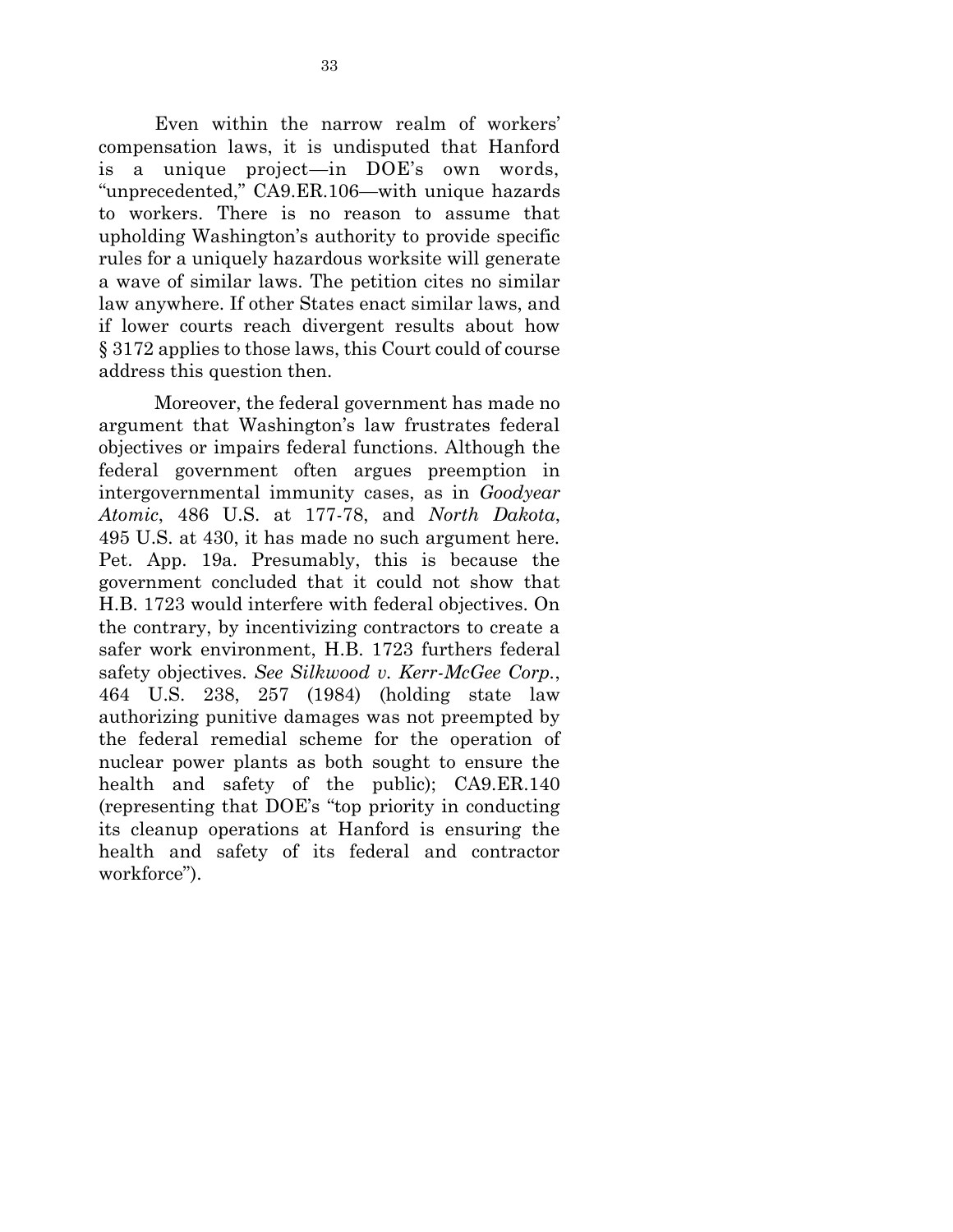Even within the narrow realm of workers' compensation laws, it is undisputed that Hanford is a unique project—in DOE's own words, "unprecedented," CA9.ER.106—with unique hazards to workers. There is no reason to assume that upholding Washington's authority to provide specific rules for a uniquely hazardous worksite will generate a wave of similar laws. The petition cites no similar law anywhere. If other States enact similar laws, and if lower courts reach divergent results about how § 3172 applies to those laws, this Court could of course address this question then.

Moreover, the federal government has made no argument that Washington's law frustrates federal objectives or impairs federal functions. Although the federal government often argues preemption in intergovernmental immunity cases, as in *Goodyear Atomic*, 486 U.S. at 177-78, and *North Dakota*, 495 U.S. at 430, it has made no such argument here. Pet. App. 19a. Presumably, this is because the government concluded that it could not show that H.B. 1723 would interfere with federal objectives. On the contrary, by incentivizing contractors to create a safer work environment, H.B. 1723 furthers federal safety objectives. *See Silkwood v. Kerr-McGee Corp.*, 464 U.S. 238, 257 (1984) (holding state law authorizing punitive damages was not preempted by the federal remedial scheme for the operation of nuclear power plants as both sought to ensure the health and safety of the public); CA9.ER.140 (representing that DOE's "top priority in conducting its cleanup operations at Hanford is ensuring the health and safety of its federal and contractor workforce").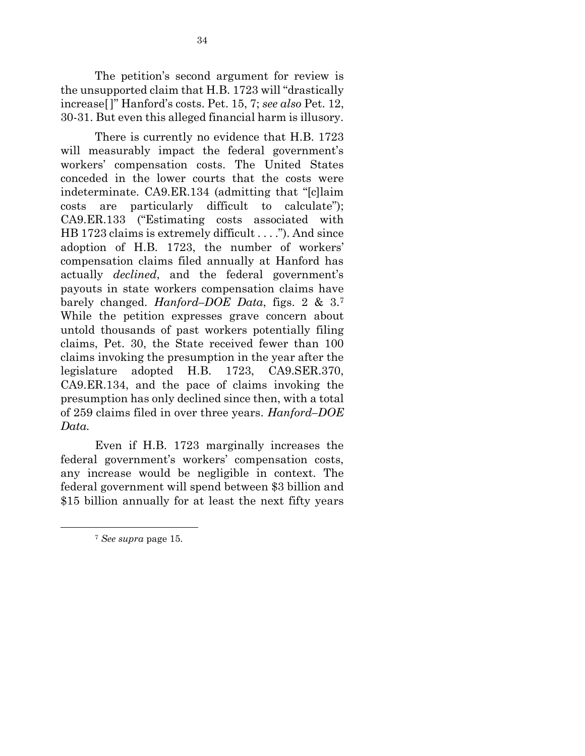The petition's second argument for review is the unsupported claim that H.B. 1723 will "drastically increase[ ]" Hanford's costs. Pet. 15, 7; *see also* Pet. 12, 30-31. But even this alleged financial harm is illusory.

There is currently no evidence that H.B. 1723 will measurably impact the federal government's workers' compensation costs. The United States conceded in the lower courts that the costs were indeterminate. CA9.ER.134 (admitting that "[c]laim costs are particularly difficult to calculate"); CA9.ER.133 ("Estimating costs associated with HB 1723 claims is extremely difficult . . . ."). And since adoption of H.B. 1723, the number of workers' compensation claims filed annually at Hanford has actually *declined*, and the federal government's payouts in state workers compensation claims have barely changed. *Hanford–DOE Data*, figs. 2 & 3.[7] While the petition expresses grave concern about untold thousands of past workers potentially filing claims, Pet. 30, the State received fewer than 100 claims invoking the presumption in the year after the legislature adopted H.B. 1723, CA9.SER.370, CA9.ER.134, and the pace of claims invoking the presumption has only declined since then, with a total of 259 claims filed in over three years. *Hanford–DOE Data.*

Even if H.B. 1723 marginally increases the federal government's workers' compensation costs, any increase would be negligible in context. The federal government will spend between $3 billion and $15 billion annually for at least the next fifty years

---

[7] *See supra* page 15.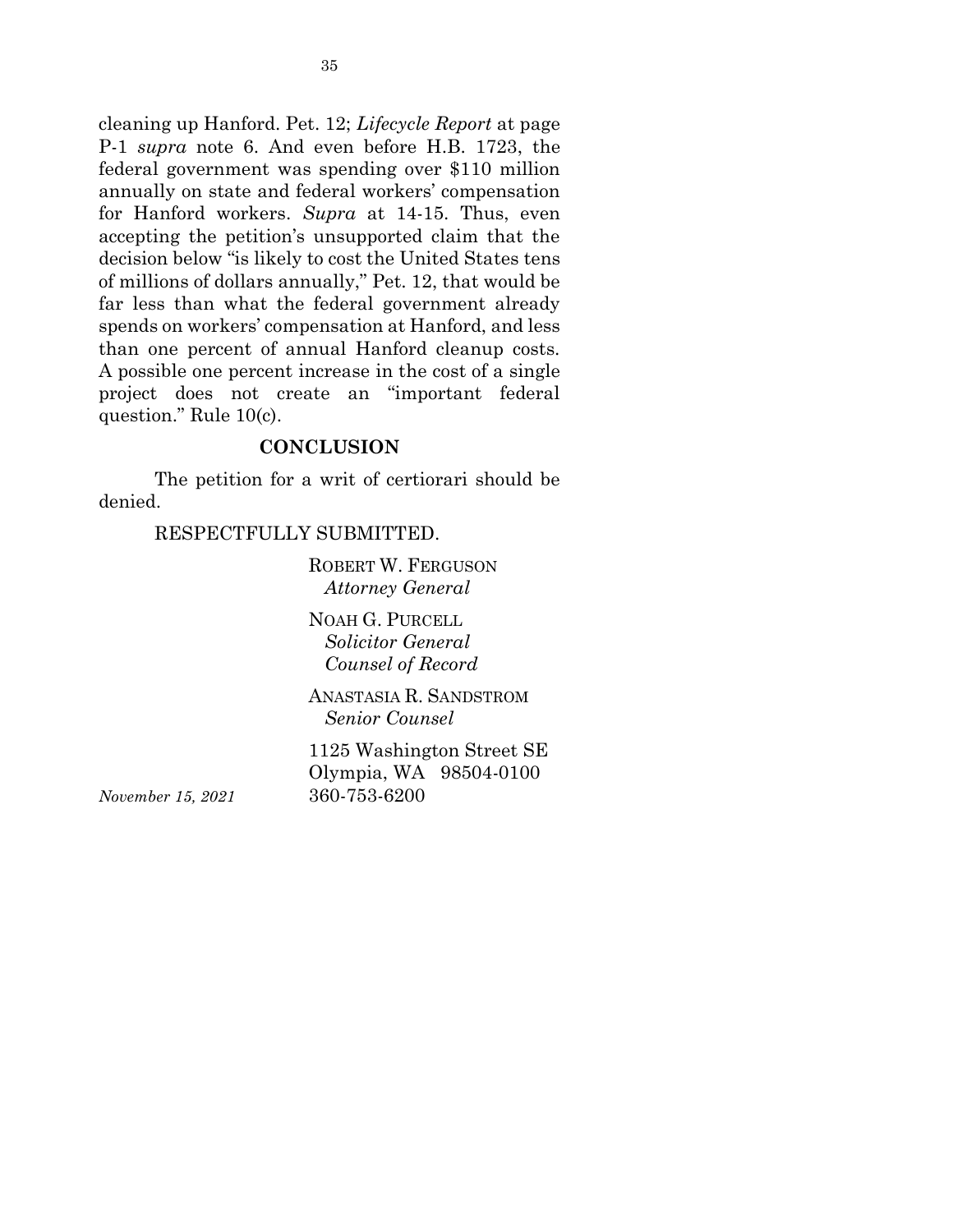cleaning up Hanford. Pet. 12; *Lifecycle Report* at page P-1 *supra* note 6. And even before H.B. 1723, the federal government was spending over $110 million annually on state and federal workers' compensation for Hanford workers. *Supra* at 14-15. Thus, even accepting the petition's unsupported claim that the decision below "is likely to cost the United States tens of millions of dollars annually," Pet. 12, that would be far less than what the federal government already spends on workers' compensation at Hanford, and less than one percent of annual Hanford cleanup costs. A possible one percent increase in the cost of a single project does not create an "important federal question." Rule 10(c).

## CONCLUSION

The petition for a writ of certiorari should be denied.

RESPECTFULLY SUBMITTED.

ROBERT W. FERGUSON
*Attorney General*

NOAH G. PURCELL
*Solicitor General*
*Counsel of Record*

ANASTASIA R. SANDSTROM
*Senior Counsel*

1125 Washington Street SE
Olympia, WA 98504-0100
360-753-6200

*November 15, 2021*